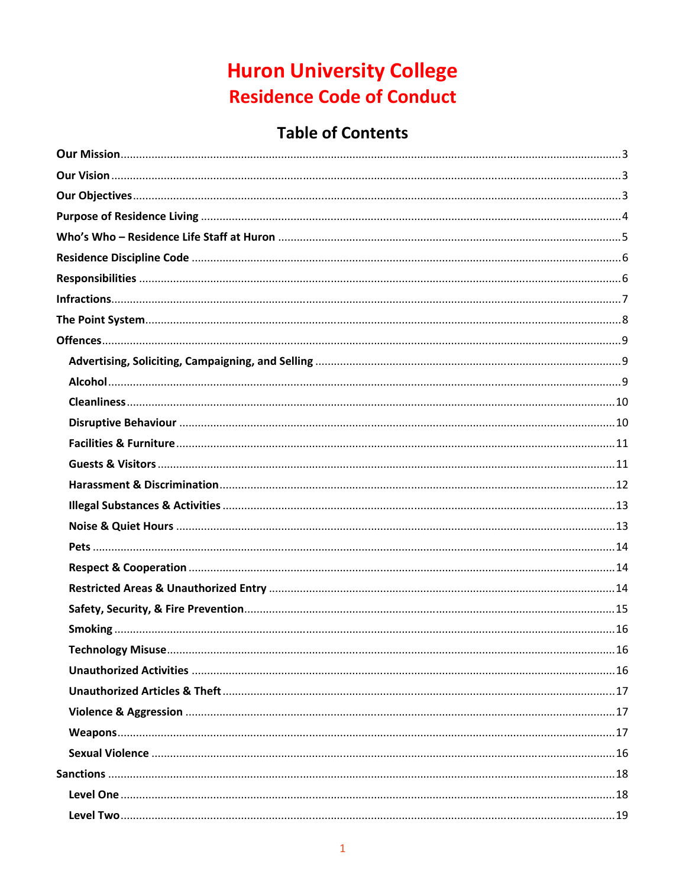# Huron University College
## Residence Code of Conduct

### Table of Contents

**Our Mission** ... 3

**Our Vision** ... 3

**Our Objectives** ... 3

**Purpose of Residence Living** ... 4

**Who's Who – Residence Life Staff at Huron** ... 5

**Residence Discipline Code** ... 6

**Responsibilities** ... 6

**Infractions** ... 7

**The Point System** ... 8

**Offences** ... 9

- **Advertising, Soliciting, Campaigning, and Selling** ... 9
- **Alcohol** ... 9
- **Cleanliness** ... 10
- **Disruptive Behaviour** ... 10
- **Facilities & Furniture** ... 11
- **Guests & Visitors** ... 11
- **Harassment & Discrimination** ... 12
- **Illegal Substances & Activities** ... 13
- **Noise & Quiet Hours** ... 13
- **Pets** ... 14
- **Respect & Cooperation** ... 14
- **Restricted Areas & Unauthorized Entry** ... 14
- **Safety, Security, & Fire Prevention** ... 15
- **Smoking** ... 16
- **Technology Misuse** ... 16
- **Unauthorized Activities** ... 16
- **Unauthorized Articles & Theft** ... 17
- **Violence & Aggression** ... 17
- **Weapons** ... 17
- **Sexual Violence** ... 16

**Sanctions** ... 18

- **Level One** ... 18
- **Level Two** ... 19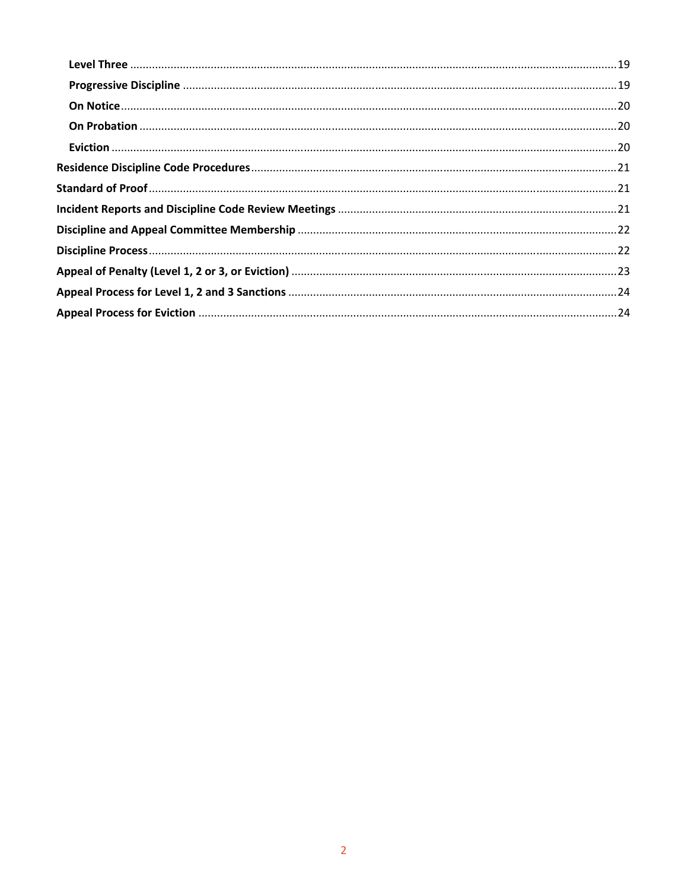**Level Three** ............................................................................................................................................19

**Progressive Discipline** ..........................................................................................................................19

**On Notice**..............................................................................................................................................20

**On Probation** ........................................................................................................................................20

**Eviction** .................................................................................................................................................20

**Residence Discipline Code Procedures**.....................................................................................................21

**Standard of Proof**......................................................................................................................................21

**Incident Reports and Discipline Code Review Meetings** .........................................................................21

**Discipline and Appeal Committee Membership** ......................................................................................22

**Discipline Process**.....................................................................................................................................22

**Appeal of Penalty (Level 1, 2 or 3, or Eviction)** ........................................................................................23

**Appeal Process for Level 1, 2 and 3 Sanctions** .........................................................................................24

**Appeal Process for Eviction** ......................................................................................................................24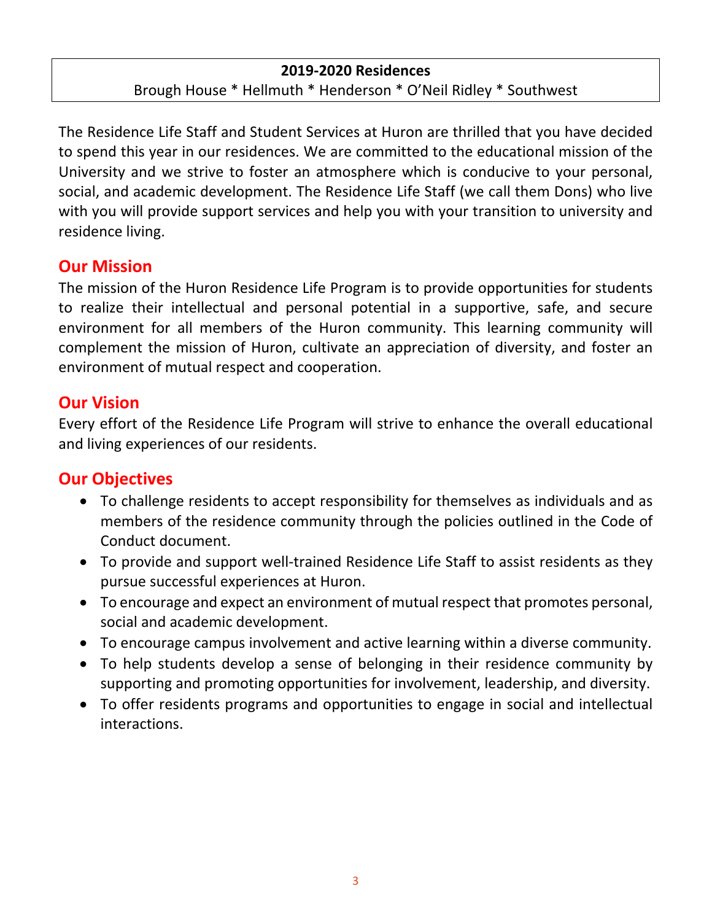**2019-2020 Residences**

Brough House * Hellmuth * Henderson * O'Neil Ridley * Southwest

The Residence Life Staff and Student Services at Huron are thrilled that you have decided to spend this year in our residences. We are committed to the educational mission of the University and we strive to foster an atmosphere which is conducive to your personal, social, and academic development. The Residence Life Staff (we call them Dons) who live with you will provide support services and help you with your transition to university and residence living.

## Our Mission

The mission of the Huron Residence Life Program is to provide opportunities for students to realize their intellectual and personal potential in a supportive, safe, and secure environment for all members of the Huron community. This learning community will complement the mission of Huron, cultivate an appreciation of diversity, and foster an environment of mutual respect and cooperation.

## Our Vision

Every effort of the Residence Life Program will strive to enhance the overall educational and living experiences of our residents.

## Our Objectives

- To challenge residents to accept responsibility for themselves as individuals and as members of the residence community through the policies outlined in the Code of Conduct document.
- To provide and support well-trained Residence Life Staff to assist residents as they pursue successful experiences at Huron.
- To encourage and expect an environment of mutual respect that promotes personal, social and academic development.
- To encourage campus involvement and active learning within a diverse community.
- To help students develop a sense of belonging in their residence community by supporting and promoting opportunities for involvement, leadership, and diversity.
- To offer residents programs and opportunities to engage in social and intellectual interactions.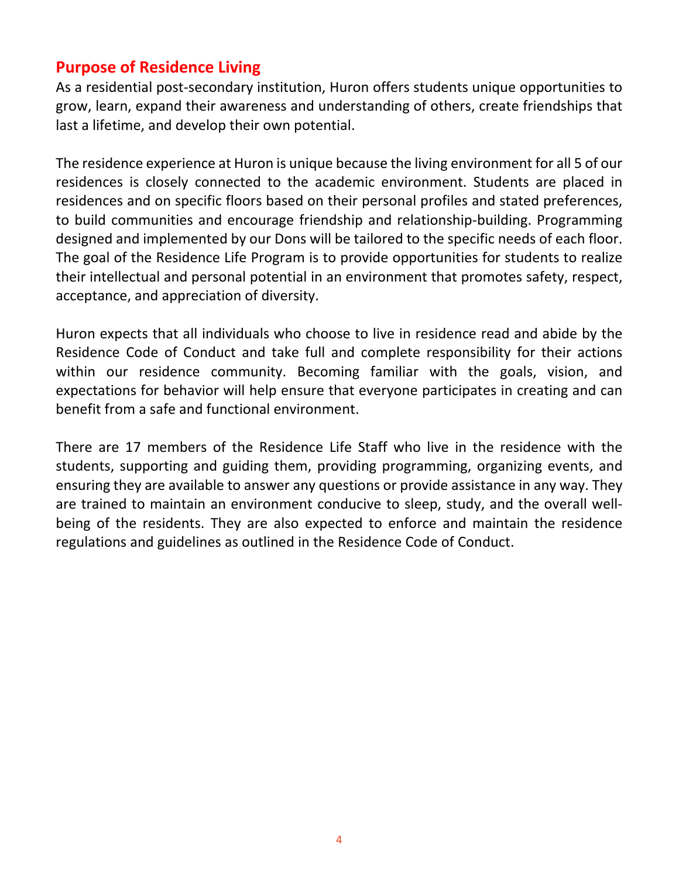## Purpose of Residence Living

As a residential post-secondary institution, Huron offers students unique opportunities to grow, learn, expand their awareness and understanding of others, create friendships that last a lifetime, and develop their own potential.

The residence experience at Huron is unique because the living environment for all 5 of our residences is closely connected to the academic environment. Students are placed in residences and on specific floors based on their personal profiles and stated preferences, to build communities and encourage friendship and relationship-building. Programming designed and implemented by our Dons will be tailored to the specific needs of each floor. The goal of the Residence Life Program is to provide opportunities for students to realize their intellectual and personal potential in an environment that promotes safety, respect, acceptance, and appreciation of diversity.

Huron expects that all individuals who choose to live in residence read and abide by the Residence Code of Conduct and take full and complete responsibility for their actions within our residence community. Becoming familiar with the goals, vision, and expectations for behavior will help ensure that everyone participates in creating and can benefit from a safe and functional environment.

There are 17 members of the Residence Life Staff who live in the residence with the students, supporting and guiding them, providing programming, organizing events, and ensuring they are available to answer any questions or provide assistance in any way. They are trained to maintain an environment conducive to sleep, study, and the overall well-being of the residents. They are also expected to enforce and maintain the residence regulations and guidelines as outlined in the Residence Code of Conduct.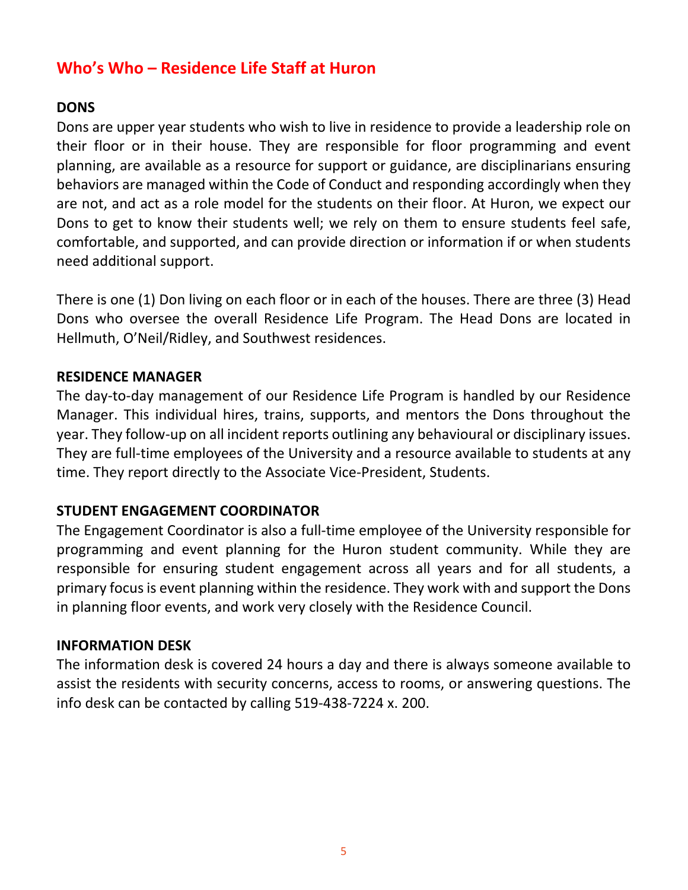## Who's Who – Residence Life Staff at Huron

### DONS

Dons are upper year students who wish to live in residence to provide a leadership role on their floor or in their house. They are responsible for floor programming and event planning, are available as a resource for support or guidance, are disciplinarians ensuring behaviors are managed within the Code of Conduct and responding accordingly when they are not, and act as a role model for the students on their floor. At Huron, we expect our Dons to get to know their students well; we rely on them to ensure students feel safe, comfortable, and supported, and can provide direction or information if or when students need additional support.

There is one (1) Don living on each floor or in each of the houses. There are three (3) Head Dons who oversee the overall Residence Life Program. The Head Dons are located in Hellmuth, O'Neil/Ridley, and Southwest residences.

### RESIDENCE MANAGER

The day-to-day management of our Residence Life Program is handled by our Residence Manager. This individual hires, trains, supports, and mentors the Dons throughout the year. They follow-up on all incident reports outlining any behavioural or disciplinary issues. They are full-time employees of the University and a resource available to students at any time. They report directly to the Associate Vice-President, Students.

### STUDENT ENGAGEMENT COORDINATOR

The Engagement Coordinator is also a full-time employee of the University responsible for programming and event planning for the Huron student community. While they are responsible for ensuring student engagement across all years and for all students, a primary focus is event planning within the residence. They work with and support the Dons in planning floor events, and work very closely with the Residence Council.

### INFORMATION DESK

The information desk is covered 24 hours a day and there is always someone available to assist the residents with security concerns, access to rooms, or answering questions. The info desk can be contacted by calling 519-438-7224 x. 200.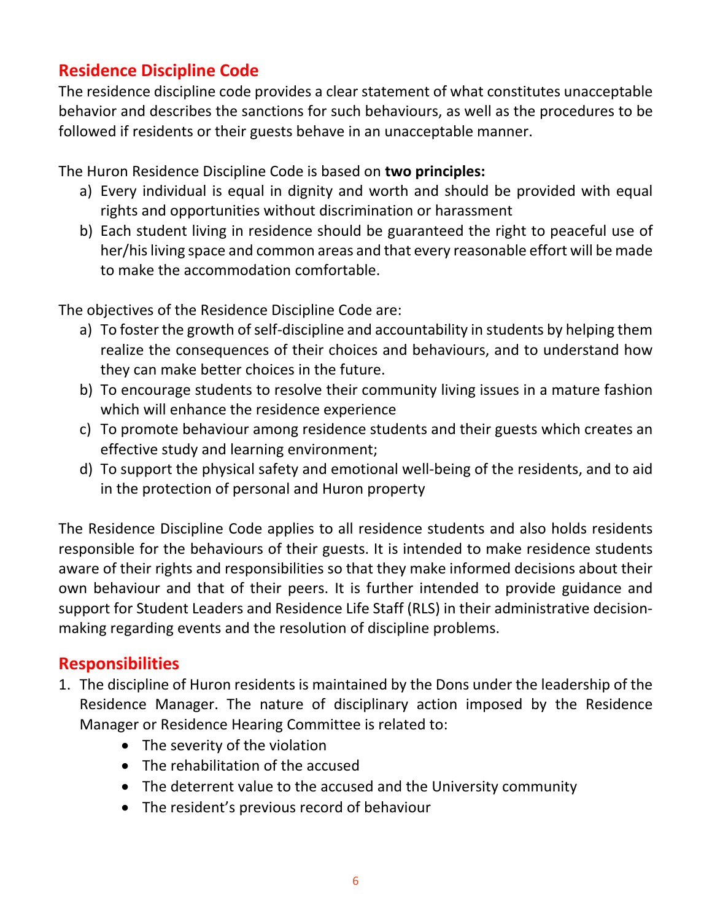## Residence Discipline Code

The residence discipline code provides a clear statement of what constitutes unacceptable behavior and describes the sanctions for such behaviours, as well as the procedures to be followed if residents or their guests behave in an unacceptable manner.

The Huron Residence Discipline Code is based on **two principles:**

a) Every individual is equal in dignity and worth and should be provided with equal rights and opportunities without discrimination or harassment
b) Each student living in residence should be guaranteed the right to peaceful use of her/his living space and common areas and that every reasonable effort will be made to make the accommodation comfortable.

The objectives of the Residence Discipline Code are:

a) To foster the growth of self-discipline and accountability in students by helping them realize the consequences of their choices and behaviours, and to understand how they can make better choices in the future.
b) To encourage students to resolve their community living issues in a mature fashion which will enhance the residence experience
c) To promote behaviour among residence students and their guests which creates an effective study and learning environment;
d) To support the physical safety and emotional well-being of the residents, and to aid in the protection of personal and Huron property

The Residence Discipline Code applies to all residence students and also holds residents responsible for the behaviours of their guests. It is intended to make residence students aware of their rights and responsibilities so that they make informed decisions about their own behaviour and that of their peers. It is further intended to provide guidance and support for Student Leaders and Residence Life Staff (RLS) in their administrative decision-making regarding events and the resolution of discipline problems.

## Responsibilities

1. The discipline of Huron residents is maintained by the Dons under the leadership of the Residence Manager. The nature of disciplinary action imposed by the Residence Manager or Residence Hearing Committee is related to:
    - The severity of the violation
    - The rehabilitation of the accused
    - The deterrent value to the accused and the University community
    - The resident's previous record of behaviour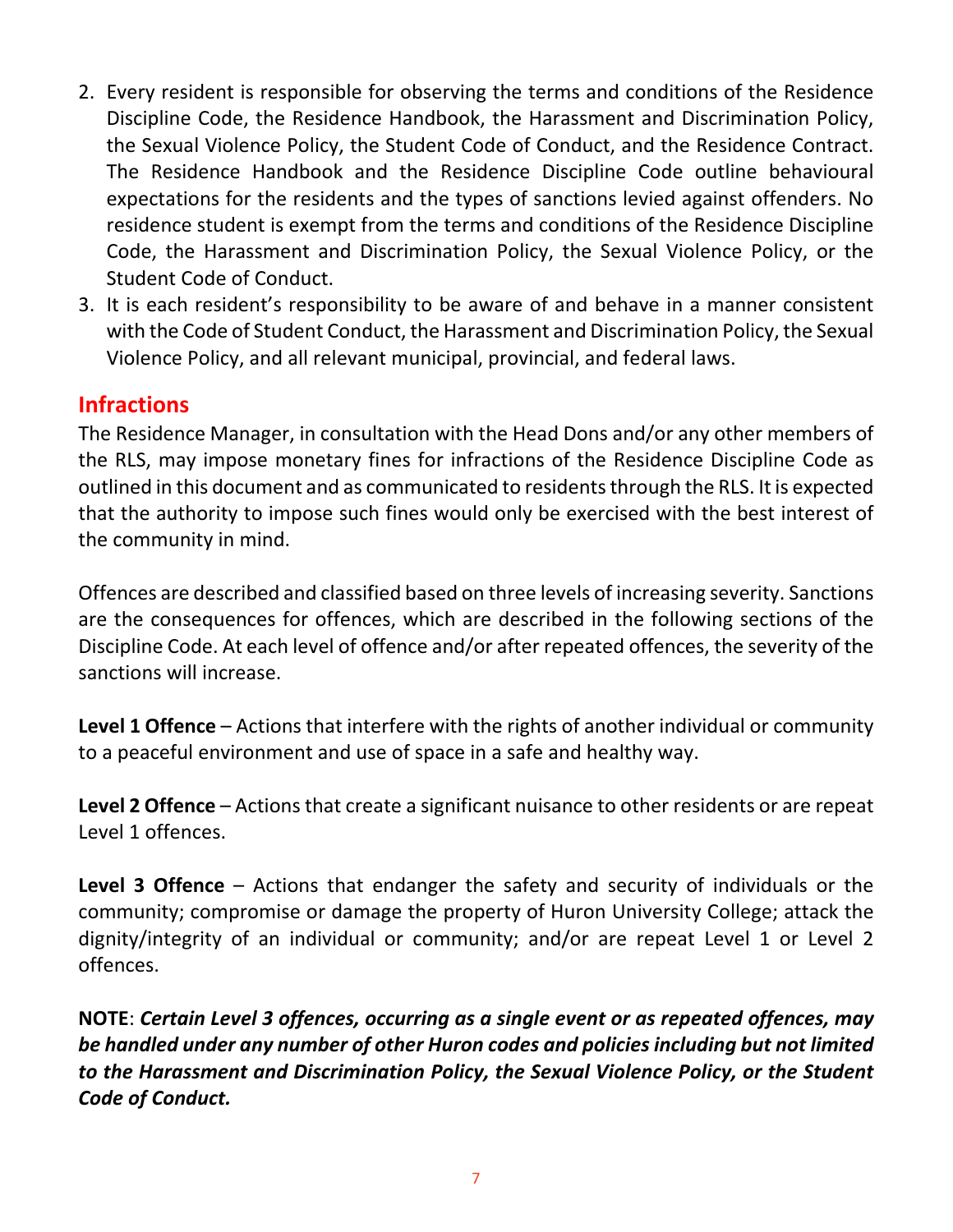2. Every resident is responsible for observing the terms and conditions of the Residence Discipline Code, the Residence Handbook, the Harassment and Discrimination Policy, the Sexual Violence Policy, the Student Code of Conduct, and the Residence Contract. The Residence Handbook and the Residence Discipline Code outline behavioural expectations for the residents and the types of sanctions levied against offenders. No residence student is exempt from the terms and conditions of the Residence Discipline Code, the Harassment and Discrimination Policy, the Sexual Violence Policy, or the Student Code of Conduct.
3. It is each resident's responsibility to be aware of and behave in a manner consistent with the Code of Student Conduct, the Harassment and Discrimination Policy, the Sexual Violence Policy, and all relevant municipal, provincial, and federal laws.

## Infractions

The Residence Manager, in consultation with the Head Dons and/or any other members of the RLS, may impose monetary fines for infractions of the Residence Discipline Code as outlined in this document and as communicated to residents through the RLS. It is expected that the authority to impose such fines would only be exercised with the best interest of the community in mind.

Offences are described and classified based on three levels of increasing severity. Sanctions are the consequences for offences, which are described in the following sections of the Discipline Code. At each level of offence and/or after repeated offences, the severity of the sanctions will increase.

**Level 1 Offence** – Actions that interfere with the rights of another individual or community to a peaceful environment and use of space in a safe and healthy way.

**Level 2 Offence** – Actions that create a significant nuisance to other residents or are repeat Level 1 offences.

**Level 3 Offence** – Actions that endanger the safety and security of individuals or the community; compromise or damage the property of Huron University College; attack the dignity/integrity of an individual or community; and/or are repeat Level 1 or Level 2 offences.

**NOTE**: ***Certain Level 3 offences, occurring as a single event or as repeated offences, may be handled under any number of other Huron codes and policies including but not limited to the Harassment and Discrimination Policy, the Sexual Violence Policy, or the Student Code of Conduct.***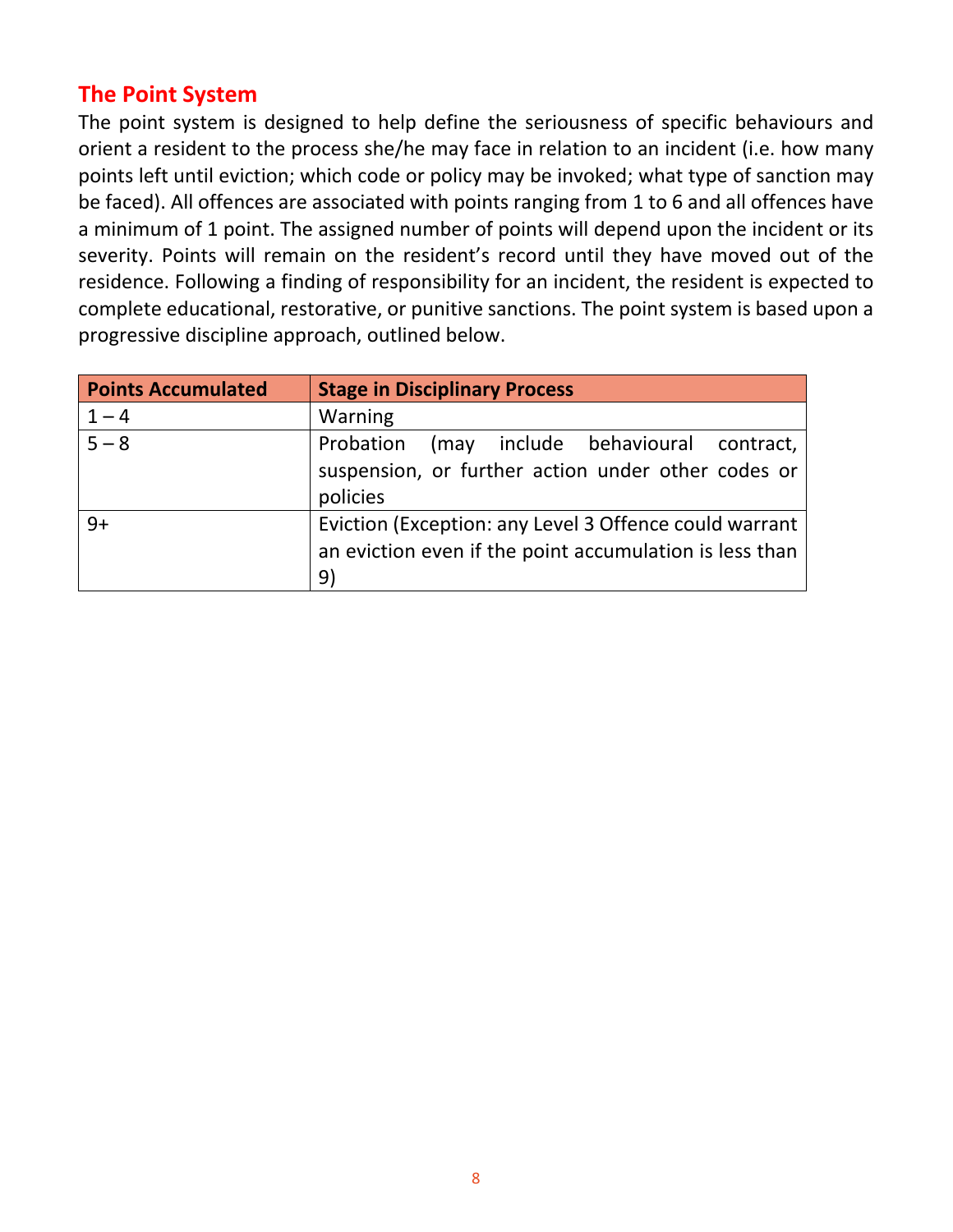## The Point System

The point system is designed to help define the seriousness of specific behaviours and orient a resident to the process she/he may face in relation to an incident (i.e. how many points left until eviction; which code or policy may be invoked; what type of sanction may be faced). All offences are associated with points ranging from 1 to 6 and all offences have a minimum of 1 point. The assigned number of points will depend upon the incident or its severity. Points will remain on the resident's record until they have moved out of the residence. Following a finding of responsibility for an incident, the resident is expected to complete educational, restorative, or punitive sanctions. The point system is based upon a progressive discipline approach, outlined below.

| Points Accumulated | Stage in Disciplinary Process |
|---|---|
| 1 – 4 | Warning |
| 5 – 8 | Probation (may include behavioural contract, suspension, or further action under other codes or policies |
| 9+ | Eviction (Exception: any Level 3 Offence could warrant an eviction even if the point accumulation is less than 9) |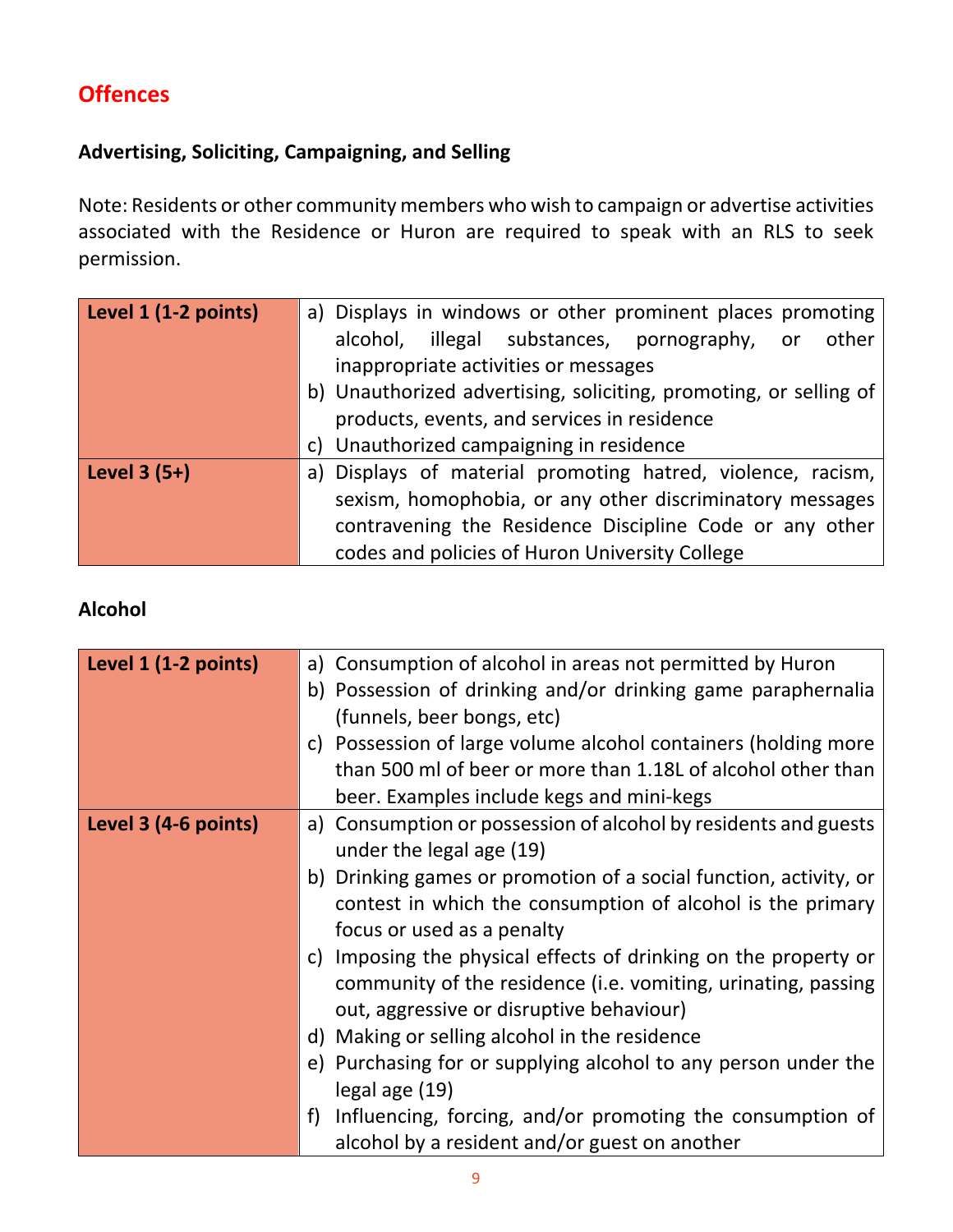## Offences

### Advertising, Soliciting, Campaigning, and Selling

Note: Residents or other community members who wish to campaign or advertise activities associated with the Residence or Huron are required to speak with an RLS to seek permission.

| | |
|---|---|
| **Level 1 (1-2 points)** | a) Displays in windows or other prominent places promoting alcohol, illegal substances, pornography, or other inappropriate activities or messages<br>b) Unauthorized advertising, soliciting, promoting, or selling of products, events, and services in residence<br>c) Unauthorized campaigning in residence |
| **Level 3 (5+)** | a) Displays of material promoting hatred, violence, racism, sexism, homophobia, or any other discriminatory messages contravening the Residence Discipline Code or any other codes and policies of Huron University College |

### Alcohol

| | |
|---|---|
| **Level 1 (1-2 points)** | a) Consumption of alcohol in areas not permitted by Huron<br>b) Possession of drinking and/or drinking game paraphernalia (funnels, beer bongs, etc)<br>c) Possession of large volume alcohol containers (holding more than 500 ml of beer or more than 1.18L of alcohol other than beer. Examples include kegs and mini-kegs |
| **Level 3 (4-6 points)** | a) Consumption or possession of alcohol by residents and guests under the legal age (19)<br>b) Drinking games or promotion of a social function, activity, or contest in which the consumption of alcohol is the primary focus or used as a penalty<br>c) Imposing the physical effects of drinking on the property or community of the residence (i.e. vomiting, urinating, passing out, aggressive or disruptive behaviour)<br>d) Making or selling alcohol in the residence<br>e) Purchasing for or supplying alcohol to any person under the legal age (19)<br>f) Influencing, forcing, and/or promoting the consumption of alcohol by a resident and/or guest on another |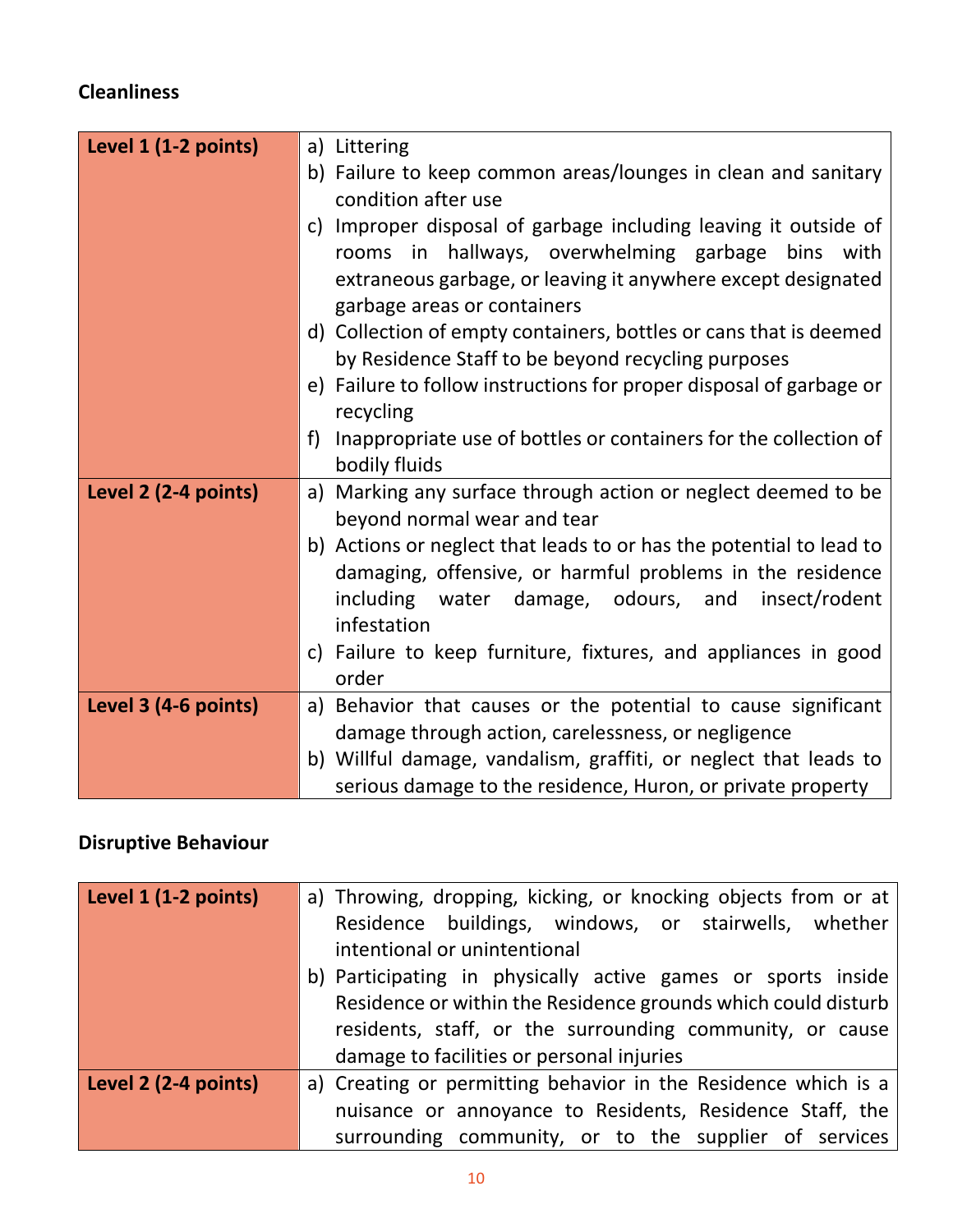**Cleanliness**

| | |
|---|---|
| **Level 1 (1-2 points)** | a) Littering<br>b) Failure to keep common areas/lounges in clean and sanitary condition after use<br>c) Improper disposal of garbage including leaving it outside of rooms in hallways, overwhelming garbage bins with extraneous garbage, or leaving it anywhere except designated garbage areas or containers<br>d) Collection of empty containers, bottles or cans that is deemed by Residence Staff to be beyond recycling purposes<br>e) Failure to follow instructions for proper disposal of garbage or recycling<br>f) Inappropriate use of bottles or containers for the collection of bodily fluids |
| **Level 2 (2-4 points)** | a) Marking any surface through action or neglect deemed to be beyond normal wear and tear<br>b) Actions or neglect that leads to or has the potential to lead to damaging, offensive, or harmful problems in the residence including water damage, odours, and insect/rodent infestation<br>c) Failure to keep furniture, fixtures, and appliances in good order |
| **Level 3 (4-6 points)** | a) Behavior that causes or the potential to cause significant damage through action, carelessness, or negligence<br>b) Willful damage, vandalism, graffiti, or neglect that leads to serious damage to the residence, Huron, or private property |

**Disruptive Behaviour**

| | |
|---|---|
| **Level 1 (1-2 points)** | a) Throwing, dropping, kicking, or knocking objects from or at Residence buildings, windows, or stairwells, whether intentional or unintentional<br>b) Participating in physically active games or sports inside Residence or within the Residence grounds which could disturb residents, staff, or the surrounding community, or cause damage to facilities or personal injuries |
| **Level 2 (2-4 points)** | a) Creating or permitting behavior in the Residence which is a nuisance or annoyance to Residents, Residence Staff, the surrounding community, or to the supplier of services |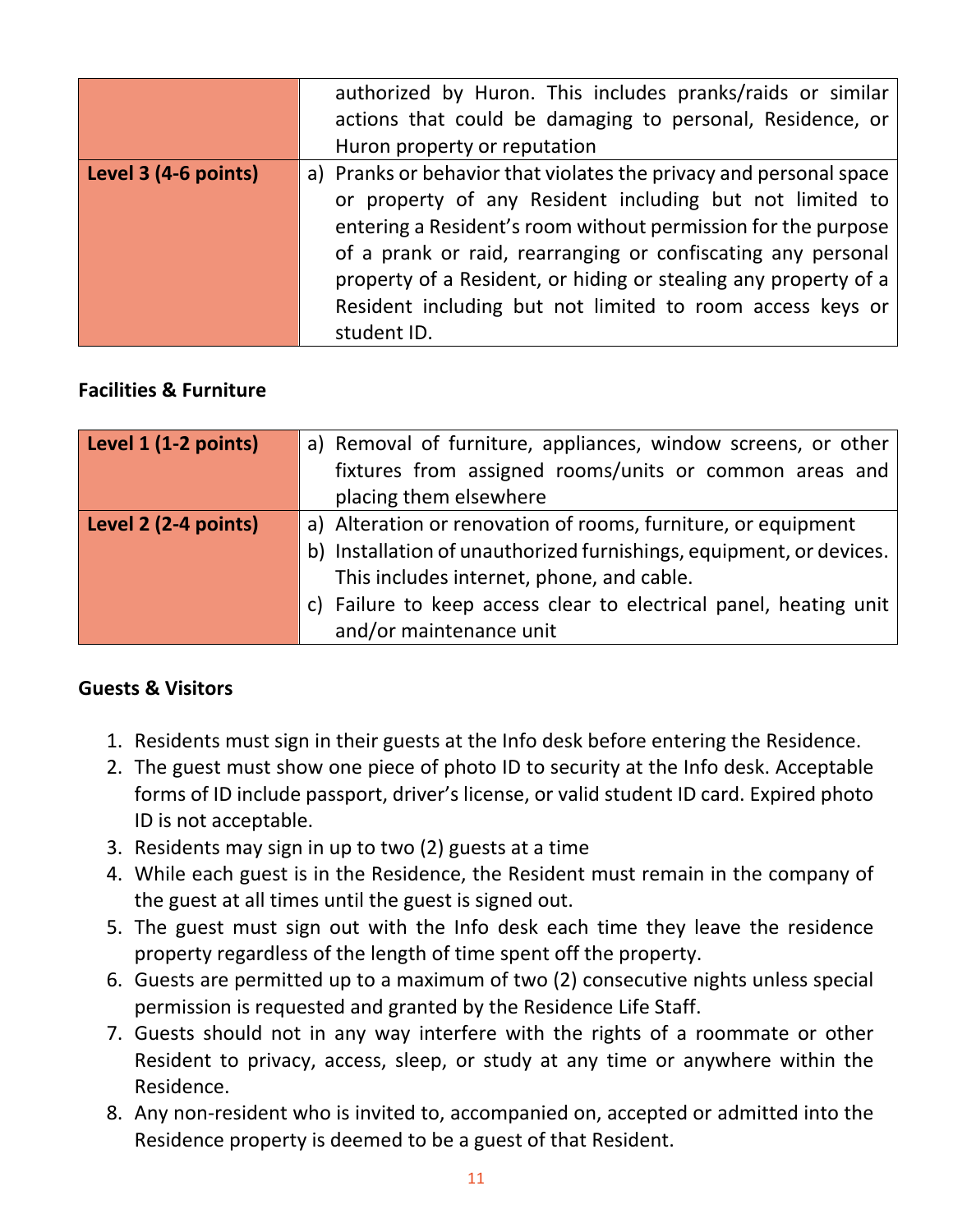| | |
|---|---|
| | authorized by Huron. This includes pranks/raids or similar actions that could be damaging to personal, Residence, or Huron property or reputation |
| **Level 3 (4-6 points)** | a) Pranks or behavior that violates the privacy and personal space or property of any Resident including but not limited to entering a Resident's room without permission for the purpose of a prank or raid, rearranging or confiscating any personal property of a Resident, or hiding or stealing any property of a Resident including but not limited to room access keys or student ID. |

**Facilities & Furniture**

| | |
|---|---|
| **Level 1 (1-2 points)** | a) Removal of furniture, appliances, window screens, or other fixtures from assigned rooms/units or common areas and placing them elsewhere |
| **Level 2 (2-4 points)** | a) Alteration or renovation of rooms, furniture, or equipment<br>b) Installation of unauthorized furnishings, equipment, or devices. This includes internet, phone, and cable.<br>c) Failure to keep access clear to electrical panel, heating unit and/or maintenance unit |

**Guests & Visitors**

1. Residents must sign in their guests at the Info desk before entering the Residence.
2. The guest must show one piece of photo ID to security at the Info desk. Acceptable forms of ID include passport, driver's license, or valid student ID card. Expired photo ID is not acceptable.
3. Residents may sign in up to two (2) guests at a time
4. While each guest is in the Residence, the Resident must remain in the company of the guest at all times until the guest is signed out.
5. The guest must sign out with the Info desk each time they leave the residence property regardless of the length of time spent off the property.
6. Guests are permitted up to a maximum of two (2) consecutive nights unless special permission is requested and granted by the Residence Life Staff.
7. Guests should not in any way interfere with the rights of a roommate or other Resident to privacy, access, sleep, or study at any time or anywhere within the Residence.
8. Any non-resident who is invited to, accompanied on, accepted or admitted into the Residence property is deemed to be a guest of that Resident.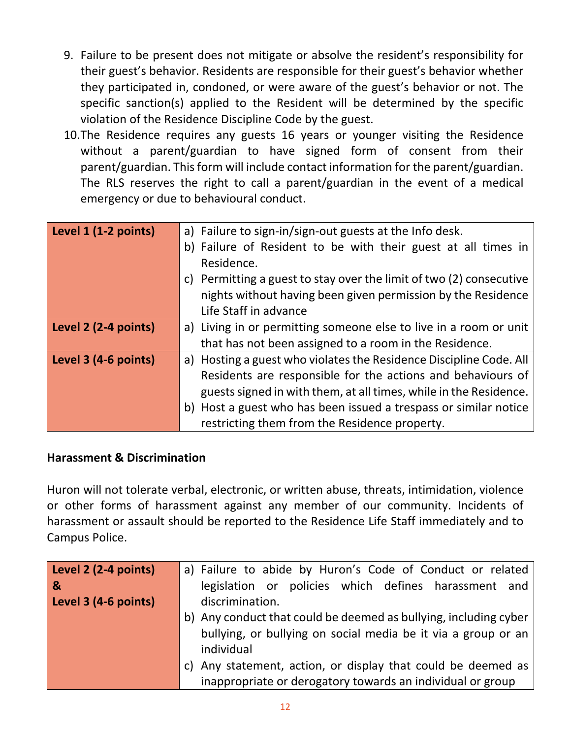9. Failure to be present does not mitigate or absolve the resident's responsibility for their guest's behavior. Residents are responsible for their guest's behavior whether they participated in, condoned, or were aware of the guest's behavior or not. The specific sanction(s) applied to the Resident will be determined by the specific violation of the Residence Discipline Code by the guest.
10. The Residence requires any guests 16 years or younger visiting the Residence without a parent/guardian to have signed form of consent from their parent/guardian. This form will include contact information for the parent/guardian. The RLS reserves the right to call a parent/guardian in the event of a medical emergency or due to behavioural conduct.

| | |
|---|---|
| **Level 1 (1-2 points)** | a) Failure to sign-in/sign-out guests at the Info desk.<br>b) Failure of Resident to be with their guest at all times in Residence.<br>c) Permitting a guest to stay over the limit of two (2) consecutive nights without having been given permission by the Residence Life Staff in advance |
| **Level 2 (2-4 points)** | a) Living in or permitting someone else to live in a room or unit that has not been assigned to a room in the Residence. |
| **Level 3 (4-6 points)** | a) Hosting a guest who violates the Residence Discipline Code. All Residents are responsible for the actions and behaviours of guests signed in with them, at all times, while in the Residence.<br>b) Host a guest who has been issued a trespass or similar notice restricting them from the Residence property. |

**Harassment & Discrimination**

Huron will not tolerate verbal, electronic, or written abuse, threats, intimidation, violence or other forms of harassment against any member of our community. Incidents of harassment or assault should be reported to the Residence Life Staff immediately and to Campus Police.

| | |
|---|---|
| **Level 2 (2-4 points) & Level 3 (4-6 points)** | a) Failure to abide by Huron's Code of Conduct or related legislation or policies which defines harassment and discrimination.<br>b) Any conduct that could be deemed as bullying, including cyber bullying, or bullying on social media be it via a group or an individual<br>c) Any statement, action, or display that could be deemed as inappropriate or derogatory towards an individual or group |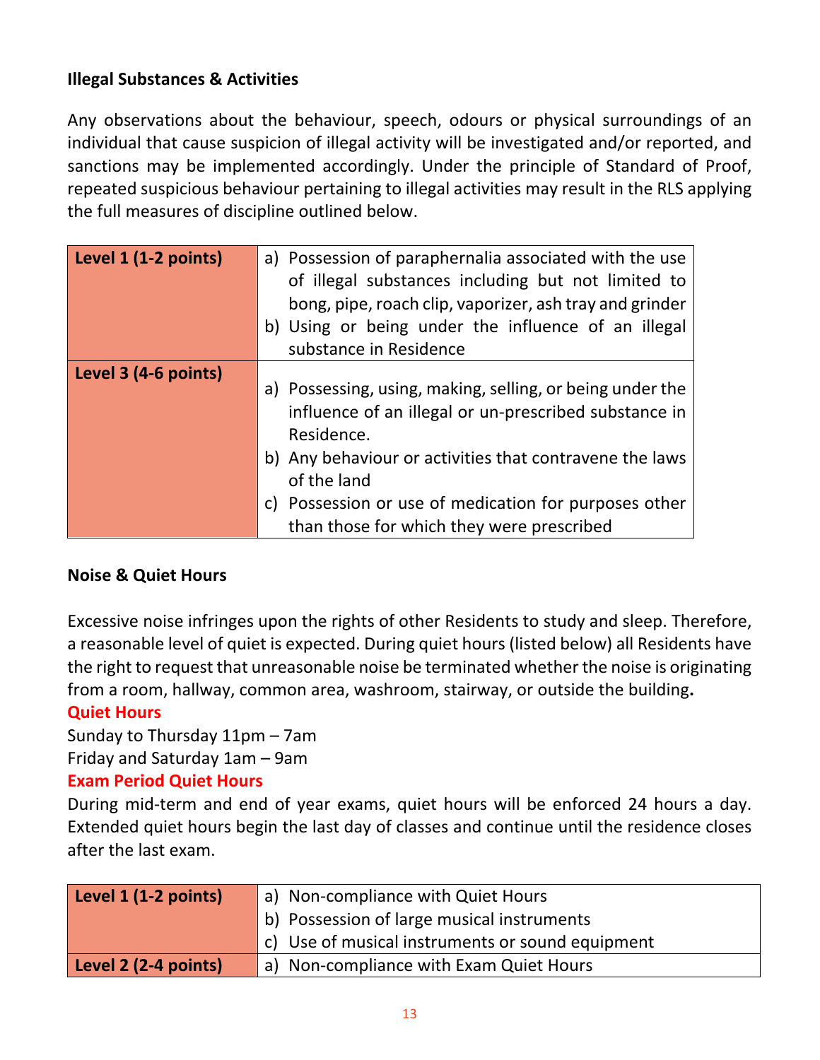**Illegal Substances & Activities**

Any observations about the behaviour, speech, odours or physical surroundings of an individual that cause suspicion of illegal activity will be investigated and/or reported, and sanctions may be implemented accordingly. Under the principle of Standard of Proof, repeated suspicious behaviour pertaining to illegal activities may result in the RLS applying the full measures of discipline outlined below.

| Level | Infractions |
|---|---|
| **Level 1 (1-2 points)** | a) Possession of paraphernalia associated with the use of illegal substances including but not limited to bong, pipe, roach clip, vaporizer, ash tray and grinder<br>b) Using or being under the influence of an illegal substance in Residence |
| **Level 3 (4-6 points)** | a) Possessing, using, making, selling, or being under the influence of an illegal or un-prescribed substance in Residence.<br>b) Any behaviour or activities that contravene the laws of the land<br>c) Possession or use of medication for purposes other than those for which they were prescribed |

**Noise & Quiet Hours**

Excessive noise infringes upon the rights of other Residents to study and sleep. Therefore, a reasonable level of quiet is expected. During quiet hours (listed below) all Residents have the right to request that unreasonable noise be terminated whether the noise is originating from a room, hallway, common area, washroom, stairway, or outside the building**.**

**Quiet Hours**

Sunday to Thursday 11pm – 7am

Friday and Saturday 1am – 9am

**Exam Period Quiet Hours**

During mid-term and end of year exams, quiet hours will be enforced 24 hours a day. Extended quiet hours begin the last day of classes and continue until the residence closes after the last exam.

| Level | Infractions |
|---|---|
| **Level 1 (1-2 points)** | a) Non-compliance with Quiet Hours<br>b) Possession of large musical instruments<br>c) Use of musical instruments or sound equipment |
| **Level 2 (2-4 points)** | a) Non-compliance with Exam Quiet Hours |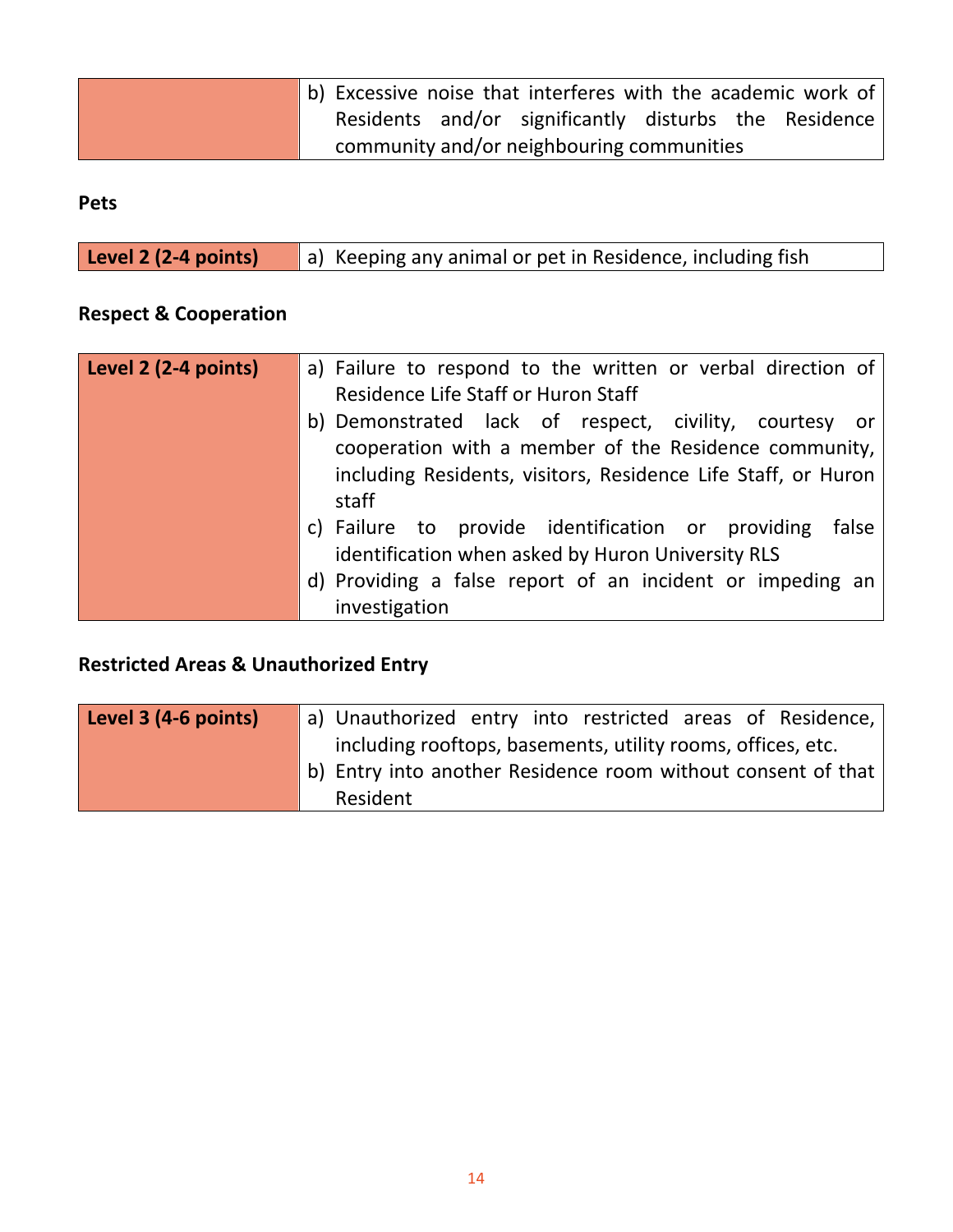| | |
|---|---|
| | b) Excessive noise that interferes with the academic work of Residents and/or significantly disturbs the Residence community and/or neighbouring communities |

**Pets**

| | |
|---|---|
| **Level 2 (2-4 points)** | a) Keeping any animal or pet in Residence, including fish |

**Respect & Cooperation**

| | |
|---|---|
| **Level 2 (2-4 points)** | a) Failure to respond to the written or verbal direction of Residence Life Staff or Huron Staff<br>b) Demonstrated lack of respect, civility, courtesy or cooperation with a member of the Residence community, including Residents, visitors, Residence Life Staff, or Huron staff<br>c) Failure to provide identification or providing false identification when asked by Huron University RLS<br>d) Providing a false report of an incident or impeding an investigation |

**Restricted Areas & Unauthorized Entry**

| | |
|---|---|
| **Level 3 (4-6 points)** | a) Unauthorized entry into restricted areas of Residence, including rooftops, basements, utility rooms, offices, etc.<br>b) Entry into another Residence room without consent of that Resident |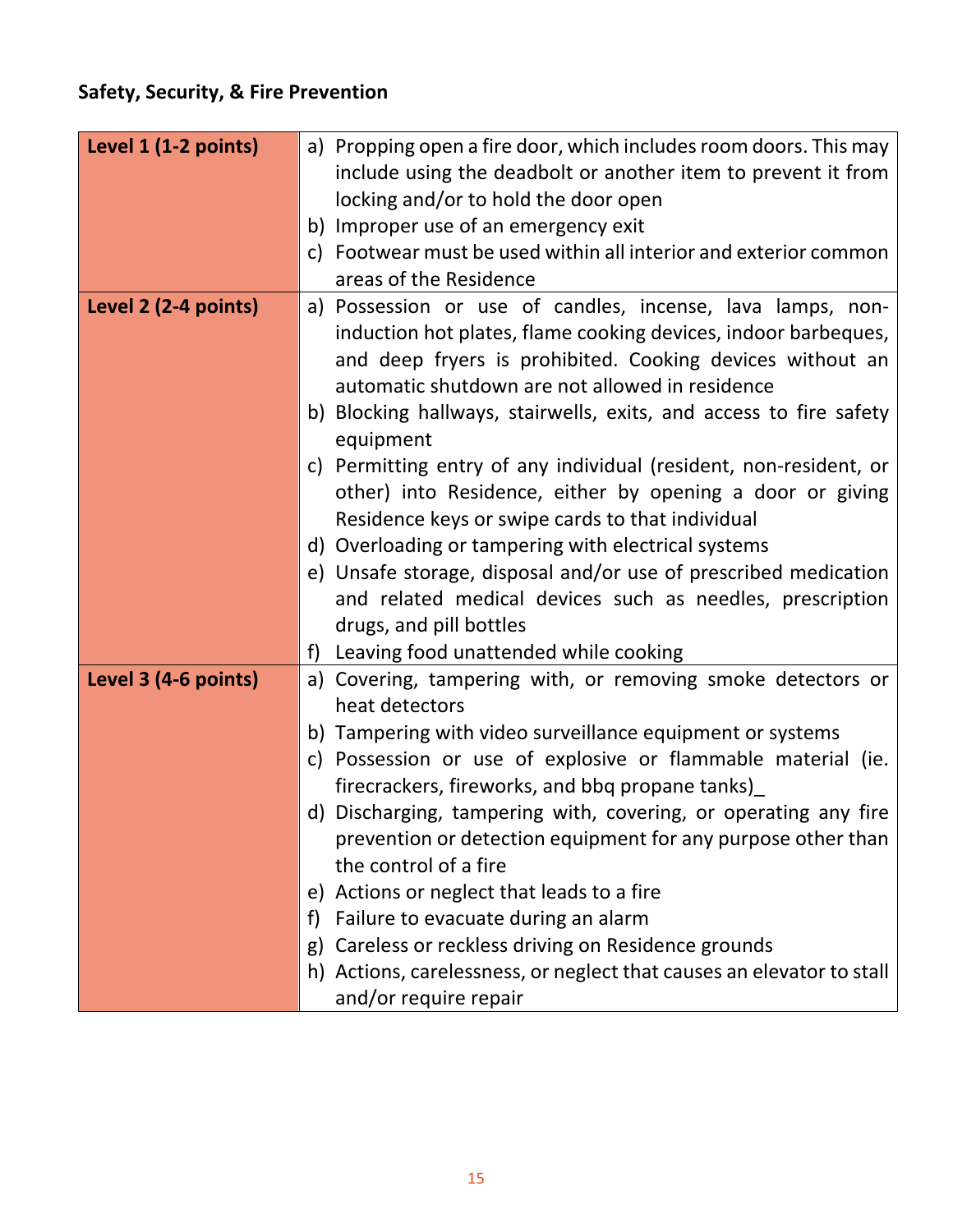**Safety, Security, & Fire Prevention**

| Level | Violations |
|---|---|
| **Level 1 (1-2 points)** | a) Propping open a fire door, which includes room doors. This may include using the deadbolt or another item to prevent it from locking and/or to hold the door open<br>b) Improper use of an emergency exit<br>c) Footwear must be used within all interior and exterior common areas of the Residence |
| **Level 2 (2-4 points)** | a) Possession or use of candles, incense, lava lamps, non-induction hot plates, flame cooking devices, indoor barbeques, and deep fryers is prohibited. Cooking devices without an automatic shutdown are not allowed in residence<br>b) Blocking hallways, stairwells, exits, and access to fire safety equipment<br>c) Permitting entry of any individual (resident, non-resident, or other) into Residence, either by opening a door or giving Residence keys or swipe cards to that individual<br>d) Overloading or tampering with electrical systems<br>e) Unsafe storage, disposal and/or use of prescribed medication and related medical devices such as needles, prescription drugs, and pill bottles<br>f) Leaving food unattended while cooking |
| **Level 3 (4-6 points)** | a) Covering, tampering with, or removing smoke detectors or heat detectors<br>b) Tampering with video surveillance equipment or systems<br>c) Possession or use of explosive or flammable material (ie. firecrackers, fireworks, and bbq propane tanks)_<br>d) Discharging, tampering with, covering, or operating any fire prevention or detection equipment for any purpose other than the control of a fire<br>e) Actions or neglect that leads to a fire<br>f) Failure to evacuate during an alarm<br>g) Careless or reckless driving on Residence grounds<br>h) Actions, carelessness, or neglect that causes an elevator to stall and/or require repair |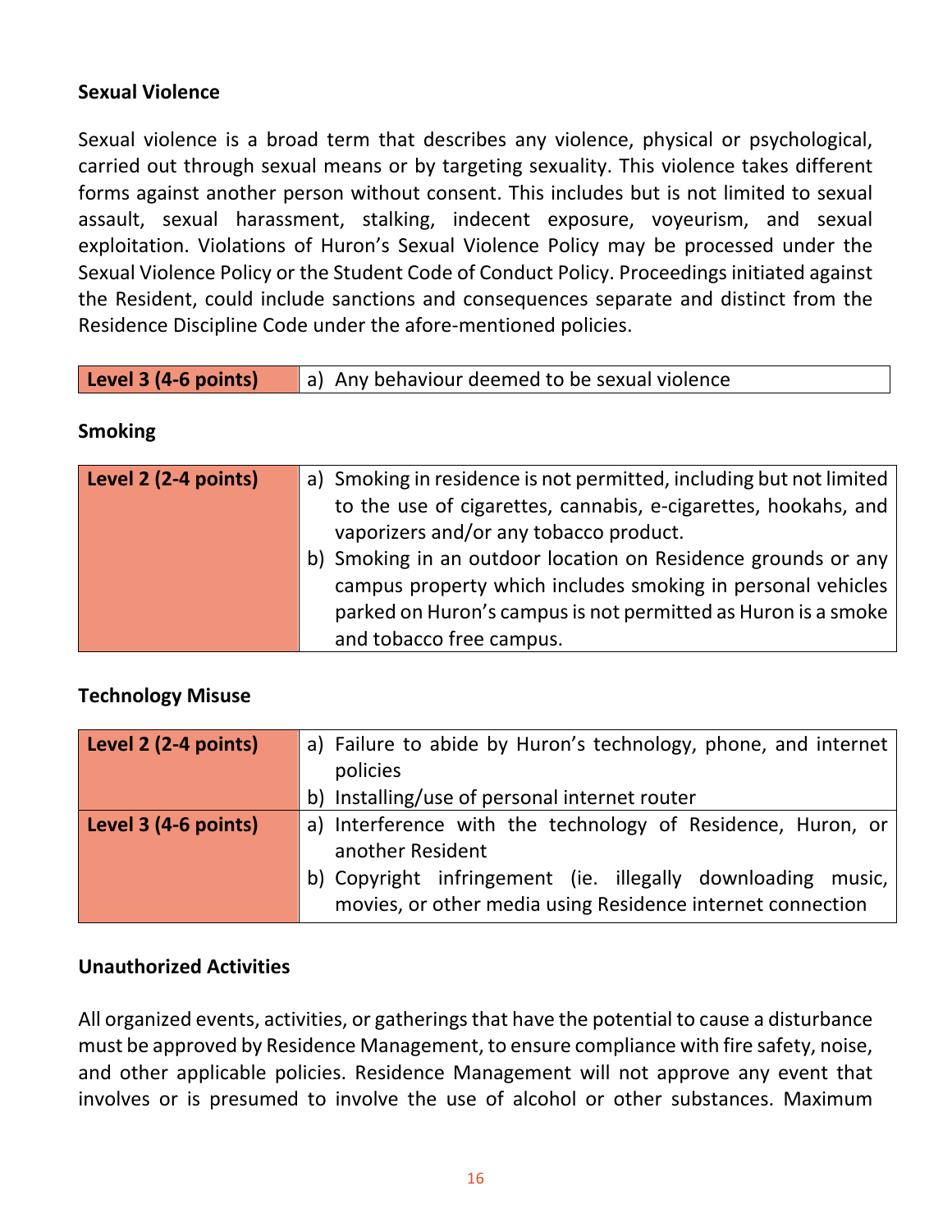### Sexual Violence

Sexual violence is a broad term that describes any violence, physical or psychological, carried out through sexual means or by targeting sexuality. This violence takes different forms against another person without consent. This includes but is not limited to sexual assault, sexual harassment, stalking, indecent exposure, voyeurism, and sexual exploitation. Violations of Huron's Sexual Violence Policy may be processed under the Sexual Violence Policy or the Student Code of Conduct Policy. Proceedings initiated against the Resident, could include sanctions and consequences separate and distinct from the Residence Discipline Code under the afore-mentioned policies.

| | |
|---|---|
| **Level 3 (4-6 points)** | a) Any behaviour deemed to be sexual violence |

### Smoking

| | |
|---|---|
| **Level 2 (2-4 points)** | a) Smoking in residence is not permitted, including but not limited to the use of cigarettes, cannabis, e-cigarettes, hookahs, and vaporizers and/or any tobacco product.<br>b) Smoking in an outdoor location on Residence grounds or any campus property which includes smoking in personal vehicles parked on Huron's campus is not permitted as Huron is a smoke and tobacco free campus. |

### Technology Misuse

| | |
|---|---|
| **Level 2 (2-4 points)** | a) Failure to abide by Huron's technology, phone, and internet policies<br>b) Installing/use of personal internet router |
| **Level 3 (4-6 points)** | a) Interference with the technology of Residence, Huron, or another Resident<br>b) Copyright infringement (ie. illegally downloading music, movies, or other media using Residence internet connection |

### Unauthorized Activities

All organized events, activities, or gatherings that have the potential to cause a disturbance must be approved by Residence Management, to ensure compliance with fire safety, noise, and other applicable policies. Residence Management will not approve any event that involves or is presumed to involve the use of alcohol or other substances. Maximum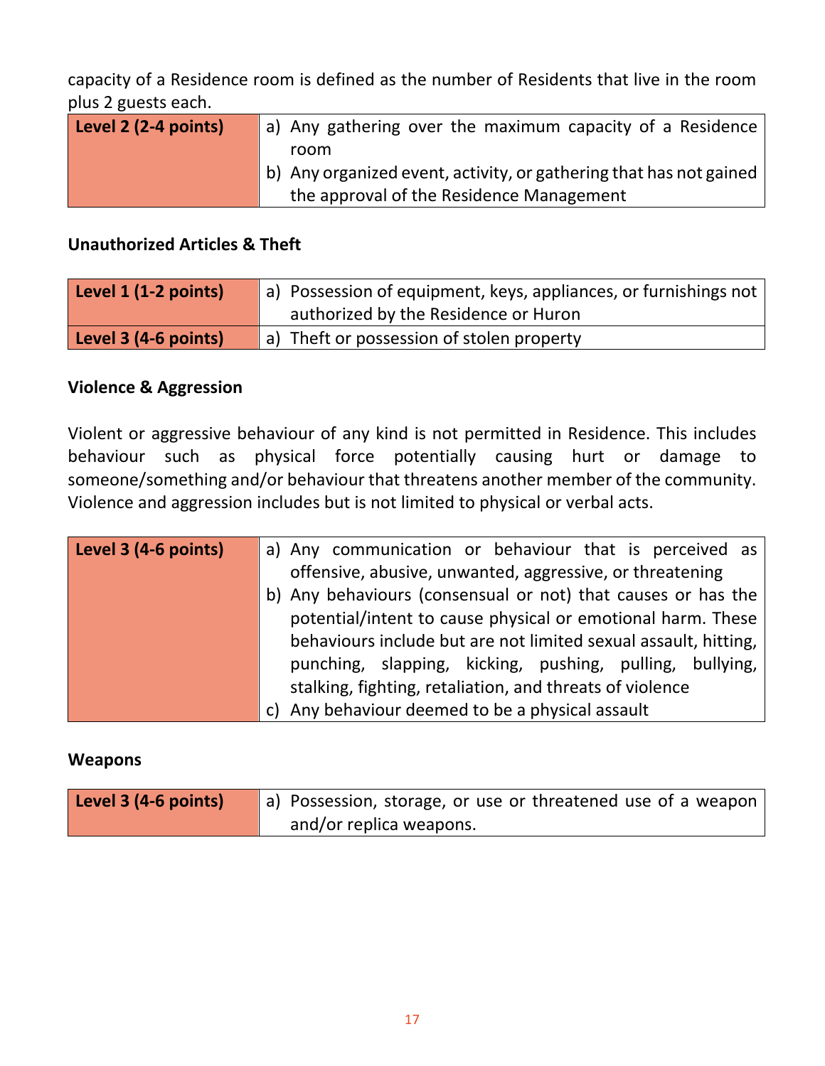capacity of a Residence room is defined as the number of Residents that live in the room plus 2 guests each.

| | |
|---|---|
| **Level 2 (2-4 points)** | a) Any gathering over the maximum capacity of a Residence room<br>b) Any organized event, activity, or gathering that has not gained the approval of the Residence Management |

**Unauthorized Articles & Theft**

| | |
|---|---|
| **Level 1 (1-2 points)** | a) Possession of equipment, keys, appliances, or furnishings not authorized by the Residence or Huron |
| **Level 3 (4-6 points)** | a) Theft or possession of stolen property |

**Violence & Aggression**

Violent or aggressive behaviour of any kind is not permitted in Residence. This includes behaviour such as physical force potentially causing hurt or damage to someone/something and/or behaviour that threatens another member of the community. Violence and aggression includes but is not limited to physical or verbal acts.

| | |
|---|---|
| **Level 3 (4-6 points)** | a) Any communication or behaviour that is perceived as offensive, abusive, unwanted, aggressive, or threatening<br>b) Any behaviours (consensual or not) that causes or has the potential/intent to cause physical or emotional harm. These behaviours include but are not limited sexual assault, hitting, punching, slapping, kicking, pushing, pulling, bullying, stalking, fighting, retaliation, and threats of violence<br>c) Any behaviour deemed to be a physical assault |

**Weapons**

| | |
|---|---|
| **Level 3 (4-6 points)** | a) Possession, storage, or use or threatened use of a weapon and/or replica weapons. |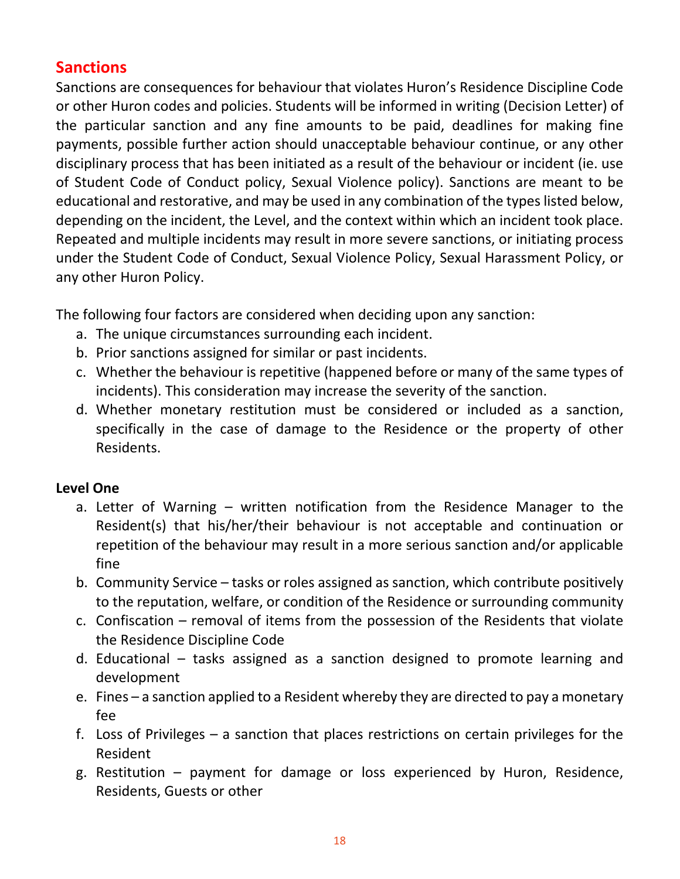## Sanctions

Sanctions are consequences for behaviour that violates Huron's Residence Discipline Code or other Huron codes and policies. Students will be informed in writing (Decision Letter) of the particular sanction and any fine amounts to be paid, deadlines for making fine payments, possible further action should unacceptable behaviour continue, or any other disciplinary process that has been initiated as a result of the behaviour or incident (ie. use of Student Code of Conduct policy, Sexual Violence policy). Sanctions are meant to be educational and restorative, and may be used in any combination of the types listed below, depending on the incident, the Level, and the context within which an incident took place. Repeated and multiple incidents may result in more severe sanctions, or initiating process under the Student Code of Conduct, Sexual Violence Policy, Sexual Harassment Policy, or any other Huron Policy.

The following four factors are considered when deciding upon any sanction:

a. The unique circumstances surrounding each incident.
b. Prior sanctions assigned for similar or past incidents.
c. Whether the behaviour is repetitive (happened before or many of the same types of incidents). This consideration may increase the severity of the sanction.
d. Whether monetary restitution must be considered or included as a sanction, specifically in the case of damage to the Residence or the property of other Residents.

**Level One**

a. Letter of Warning – written notification from the Residence Manager to the Resident(s) that his/her/their behaviour is not acceptable and continuation or repetition of the behaviour may result in a more serious sanction and/or applicable fine
b. Community Service – tasks or roles assigned as sanction, which contribute positively to the reputation, welfare, or condition of the Residence or surrounding community
c. Confiscation – removal of items from the possession of the Residents that violate the Residence Discipline Code
d. Educational – tasks assigned as a sanction designed to promote learning and development
e. Fines – a sanction applied to a Resident whereby they are directed to pay a monetary fee
f. Loss of Privileges – a sanction that places restrictions on certain privileges for the Resident
g. Restitution – payment for damage or loss experienced by Huron, Residence, Residents, Guests or other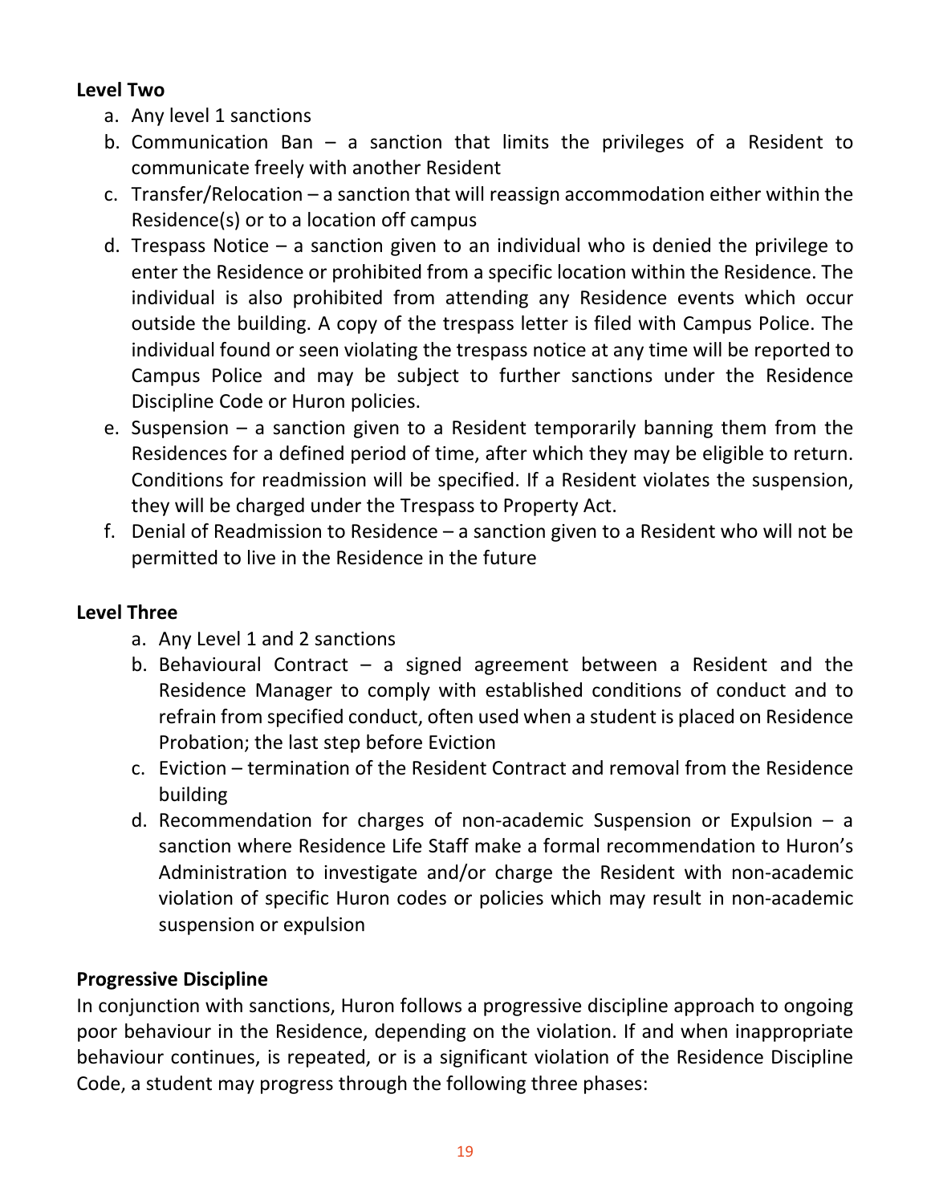**Level Two**

a. Any level 1 sanctions
b. Communication Ban – a sanction that limits the privileges of a Resident to communicate freely with another Resident
c. Transfer/Relocation – a sanction that will reassign accommodation either within the Residence(s) or to a location off campus
d. Trespass Notice – a sanction given to an individual who is denied the privilege to enter the Residence or prohibited from a specific location within the Residence. The individual is also prohibited from attending any Residence events which occur outside the building. A copy of the trespass letter is filed with Campus Police. The individual found or seen violating the trespass notice at any time will be reported to Campus Police and may be subject to further sanctions under the Residence Discipline Code or Huron policies.
e. Suspension – a sanction given to a Resident temporarily banning them from the Residences for a defined period of time, after which they may be eligible to return. Conditions for readmission will be specified. If a Resident violates the suspension, they will be charged under the Trespass to Property Act.
f. Denial of Readmission to Residence – a sanction given to a Resident who will not be permitted to live in the Residence in the future

**Level Three**

a. Any Level 1 and 2 sanctions
b. Behavioural Contract – a signed agreement between a Resident and the Residence Manager to comply with established conditions of conduct and to refrain from specified conduct, often used when a student is placed on Residence Probation; the last step before Eviction
c. Eviction – termination of the Resident Contract and removal from the Residence building
d. Recommendation for charges of non-academic Suspension or Expulsion – a sanction where Residence Life Staff make a formal recommendation to Huron's Administration to investigate and/or charge the Resident with non-academic violation of specific Huron codes or policies which may result in non-academic suspension or expulsion

**Progressive Discipline**

In conjunction with sanctions, Huron follows a progressive discipline approach to ongoing poor behaviour in the Residence, depending on the violation. If and when inappropriate behaviour continues, is repeated, or is a significant violation of the Residence Discipline Code, a student may progress through the following three phases: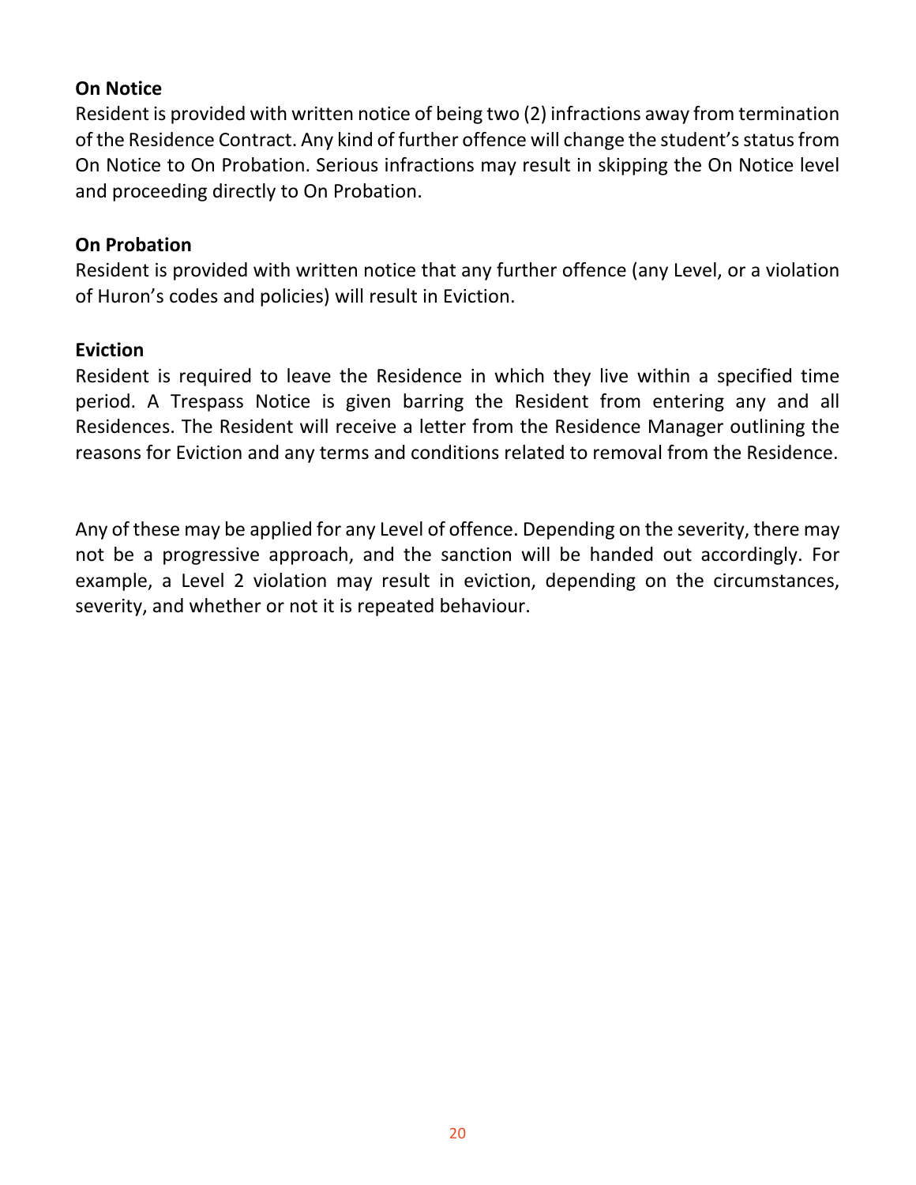**On Notice**

Resident is provided with written notice of being two (2) infractions away from termination of the Residence Contract. Any kind of further offence will change the student's status from On Notice to On Probation. Serious infractions may result in skipping the On Notice level and proceeding directly to On Probation.

**On Probation**

Resident is provided with written notice that any further offence (any Level, or a violation of Huron's codes and policies) will result in Eviction.

**Eviction**

Resident is required to leave the Residence in which they live within a specified time period. A Trespass Notice is given barring the Resident from entering any and all Residences. The Resident will receive a letter from the Residence Manager outlining the reasons for Eviction and any terms and conditions related to removal from the Residence.

Any of these may be applied for any Level of offence. Depending on the severity, there may not be a progressive approach, and the sanction will be handed out accordingly. For example, a Level 2 violation may result in eviction, depending on the circumstances, severity, and whether or not it is repeated behaviour.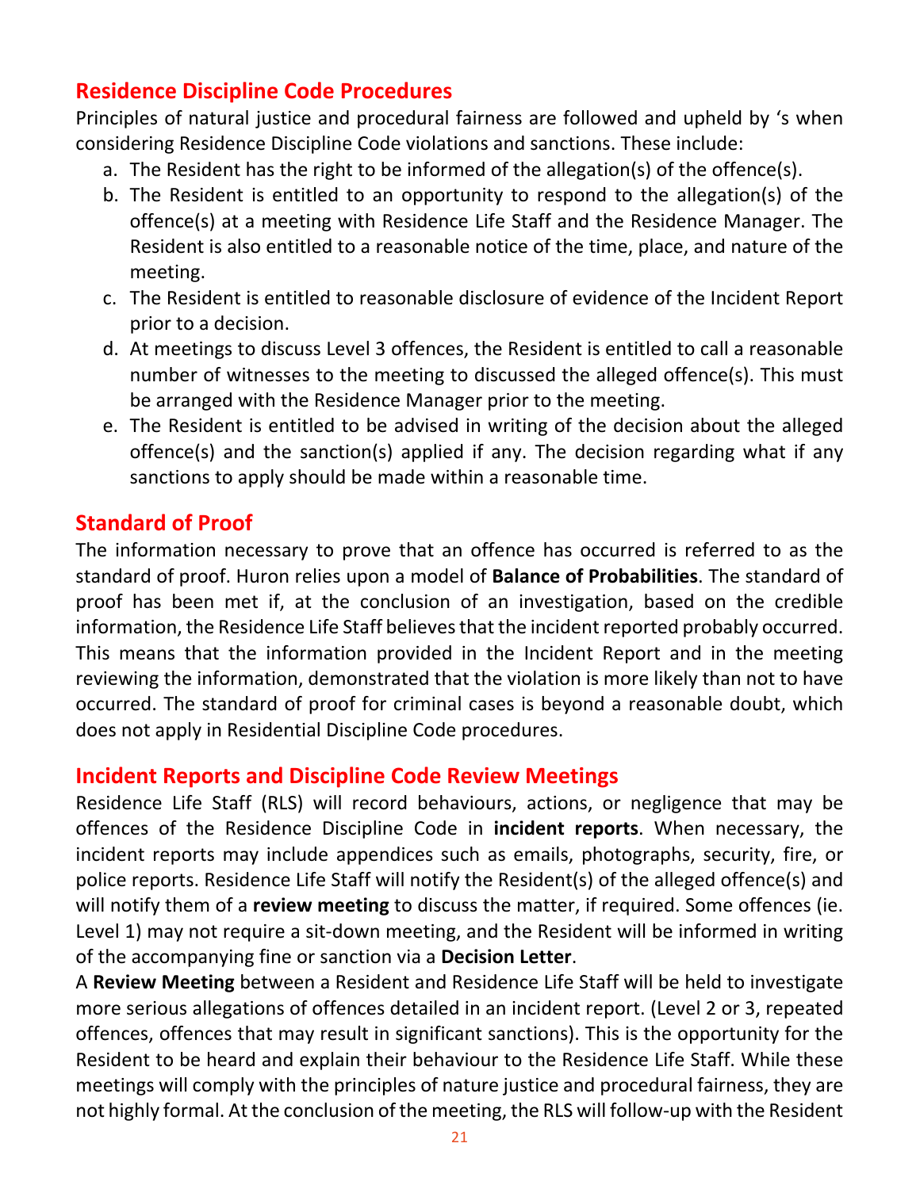## Residence Discipline Code Procedures

Principles of natural justice and procedural fairness are followed and upheld by 's when considering Residence Discipline Code violations and sanctions. These include:

a. The Resident has the right to be informed of the allegation(s) of the offence(s).
b. The Resident is entitled to an opportunity to respond to the allegation(s) of the offence(s) at a meeting with Residence Life Staff and the Residence Manager. The Resident is also entitled to a reasonable notice of the time, place, and nature of the meeting.
c. The Resident is entitled to reasonable disclosure of evidence of the Incident Report prior to a decision.
d. At meetings to discuss Level 3 offences, the Resident is entitled to call a reasonable number of witnesses to the meeting to discussed the alleged offence(s). This must be arranged with the Residence Manager prior to the meeting.
e. The Resident is entitled to be advised in writing of the decision about the alleged offence(s) and the sanction(s) applied if any. The decision regarding what if any sanctions to apply should be made within a reasonable time.

## Standard of Proof

The information necessary to prove that an offence has occurred is referred to as the standard of proof. Huron relies upon a model of **Balance of Probabilities**. The standard of proof has been met if, at the conclusion of an investigation, based on the credible information, the Residence Life Staff believes that the incident reported probably occurred. This means that the information provided in the Incident Report and in the meeting reviewing the information, demonstrated that the violation is more likely than not to have occurred. The standard of proof for criminal cases is beyond a reasonable doubt, which does not apply in Residential Discipline Code procedures.

## Incident Reports and Discipline Code Review Meetings

Residence Life Staff (RLS) will record behaviours, actions, or negligence that may be offences of the Residence Discipline Code in **incident reports**. When necessary, the incident reports may include appendices such as emails, photographs, security, fire, or police reports. Residence Life Staff will notify the Resident(s) of the alleged offence(s) and will notify them of a **review meeting** to discuss the matter, if required. Some offences (ie. Level 1) may not require a sit-down meeting, and the Resident will be informed in writing of the accompanying fine or sanction via a **Decision Letter**.

A **Review Meeting** between a Resident and Residence Life Staff will be held to investigate more serious allegations of offences detailed in an incident report. (Level 2 or 3, repeated offences, offences that may result in significant sanctions). This is the opportunity for the Resident to be heard and explain their behaviour to the Residence Life Staff. While these meetings will comply with the principles of nature justice and procedural fairness, they are not highly formal. At the conclusion of the meeting, the RLS will follow-up with the Resident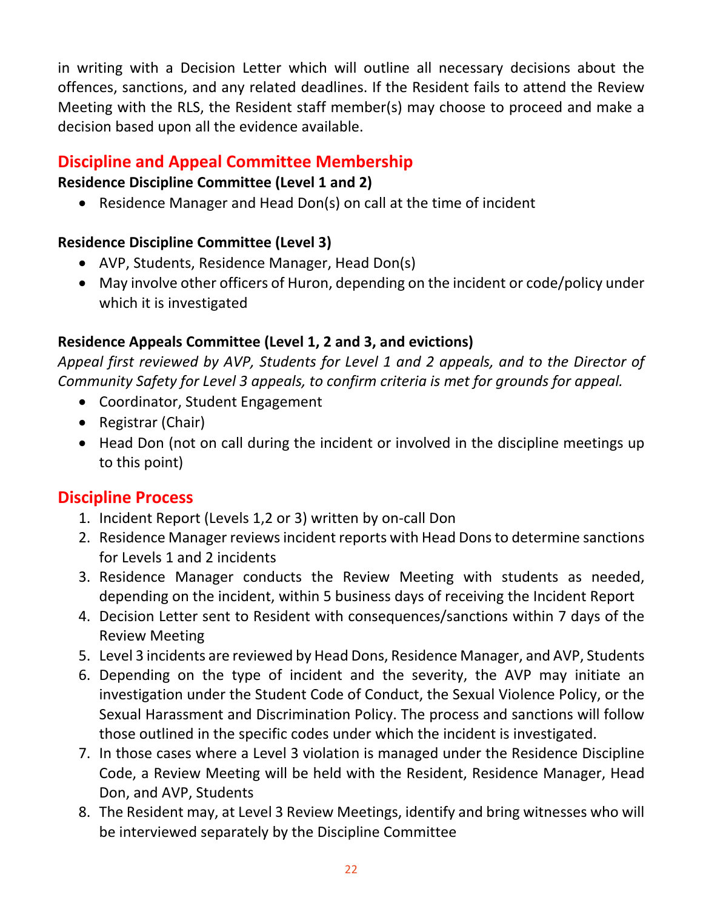in writing with a Decision Letter which will outline all necessary decisions about the offences, sanctions, and any related deadlines. If the Resident fails to attend the Review Meeting with the RLS, the Resident staff member(s) may choose to proceed and make a decision based upon all the evidence available.

## Discipline and Appeal Committee Membership

**Residence Discipline Committee (Level 1 and 2)**

- Residence Manager and Head Don(s) on call at the time of incident

**Residence Discipline Committee (Level 3)**

- AVP, Students, Residence Manager, Head Don(s)
- May involve other officers of Huron, depending on the incident or code/policy under which it is investigated

**Residence Appeals Committee (Level 1, 2 and 3, and evictions)**

*Appeal first reviewed by AVP, Students for Level 1 and 2 appeals, and to the Director of Community Safety for Level 3 appeals, to confirm criteria is met for grounds for appeal.*

- Coordinator, Student Engagement
- Registrar (Chair)
- Head Don (not on call during the incident or involved in the discipline meetings up to this point)

## Discipline Process

1. Incident Report (Levels 1,2 or 3) written by on-call Don
2. Residence Manager reviews incident reports with Head Dons to determine sanctions for Levels 1 and 2 incidents
3. Residence Manager conducts the Review Meeting with students as needed, depending on the incident, within 5 business days of receiving the Incident Report
4. Decision Letter sent to Resident with consequences/sanctions within 7 days of the Review Meeting
5. Level 3 incidents are reviewed by Head Dons, Residence Manager, and AVP, Students
6. Depending on the type of incident and the severity, the AVP may initiate an investigation under the Student Code of Conduct, the Sexual Violence Policy, or the Sexual Harassment and Discrimination Policy. The process and sanctions will follow those outlined in the specific codes under which the incident is investigated.
7. In those cases where a Level 3 violation is managed under the Residence Discipline Code, a Review Meeting will be held with the Resident, Residence Manager, Head Don, and AVP, Students
8. The Resident may, at Level 3 Review Meetings, identify and bring witnesses who will be interviewed separately by the Discipline Committee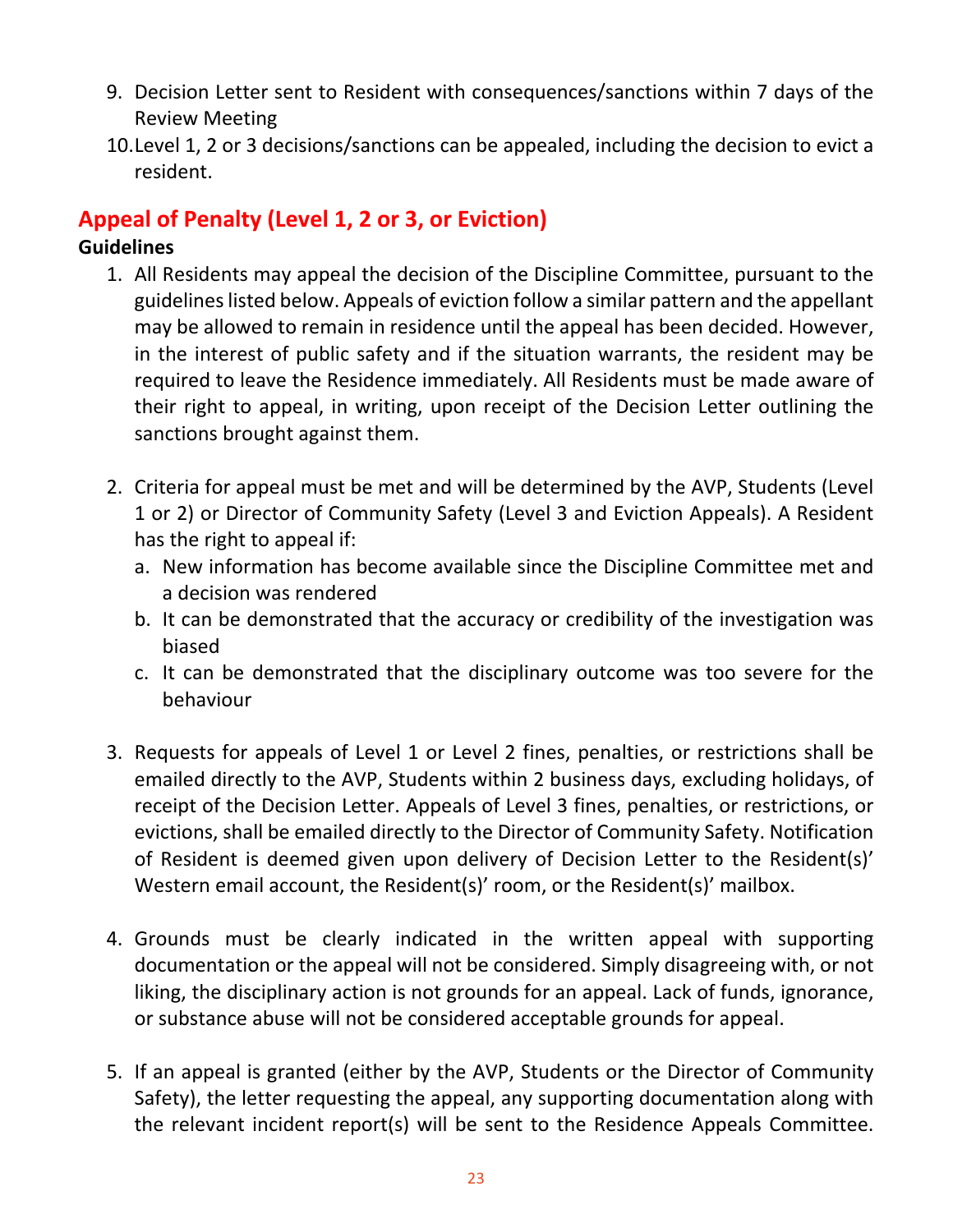9. Decision Letter sent to Resident with consequences/sanctions within 7 days of the Review Meeting
10. Level 1, 2 or 3 decisions/sanctions can be appealed, including the decision to evict a resident.

## Appeal of Penalty (Level 1, 2 or 3, or Eviction)

**Guidelines**

1. All Residents may appeal the decision of the Discipline Committee, pursuant to the guidelines listed below. Appeals of eviction follow a similar pattern and the appellant may be allowed to remain in residence until the appeal has been decided. However, in the interest of public safety and if the situation warrants, the resident may be required to leave the Residence immediately. All Residents must be made aware of their right to appeal, in writing, upon receipt of the Decision Letter outlining the sanctions brought against them.

2. Criteria for appeal must be met and will be determined by the AVP, Students (Level 1 or 2) or Director of Community Safety (Level 3 and Eviction Appeals). A Resident has the right to appeal if:
   a. New information has become available since the Discipline Committee met and a decision was rendered
   b. It can be demonstrated that the accuracy or credibility of the investigation was biased
   c. It can be demonstrated that the disciplinary outcome was too severe for the behaviour

3. Requests for appeals of Level 1 or Level 2 fines, penalties, or restrictions shall be emailed directly to the AVP, Students within 2 business days, excluding holidays, of receipt of the Decision Letter. Appeals of Level 3 fines, penalties, or restrictions, or evictions, shall be emailed directly to the Director of Community Safety. Notification of Resident is deemed given upon delivery of Decision Letter to the Resident(s)' Western email account, the Resident(s)' room, or the Resident(s)' mailbox.

4. Grounds must be clearly indicated in the written appeal with supporting documentation or the appeal will not be considered. Simply disagreeing with, or not liking, the disciplinary action is not grounds for an appeal. Lack of funds, ignorance, or substance abuse will not be considered acceptable grounds for appeal.

5. If an appeal is granted (either by the AVP, Students or the Director of Community Safety), the letter requesting the appeal, any supporting documentation along with the relevant incident report(s) will be sent to the Residence Appeals Committee.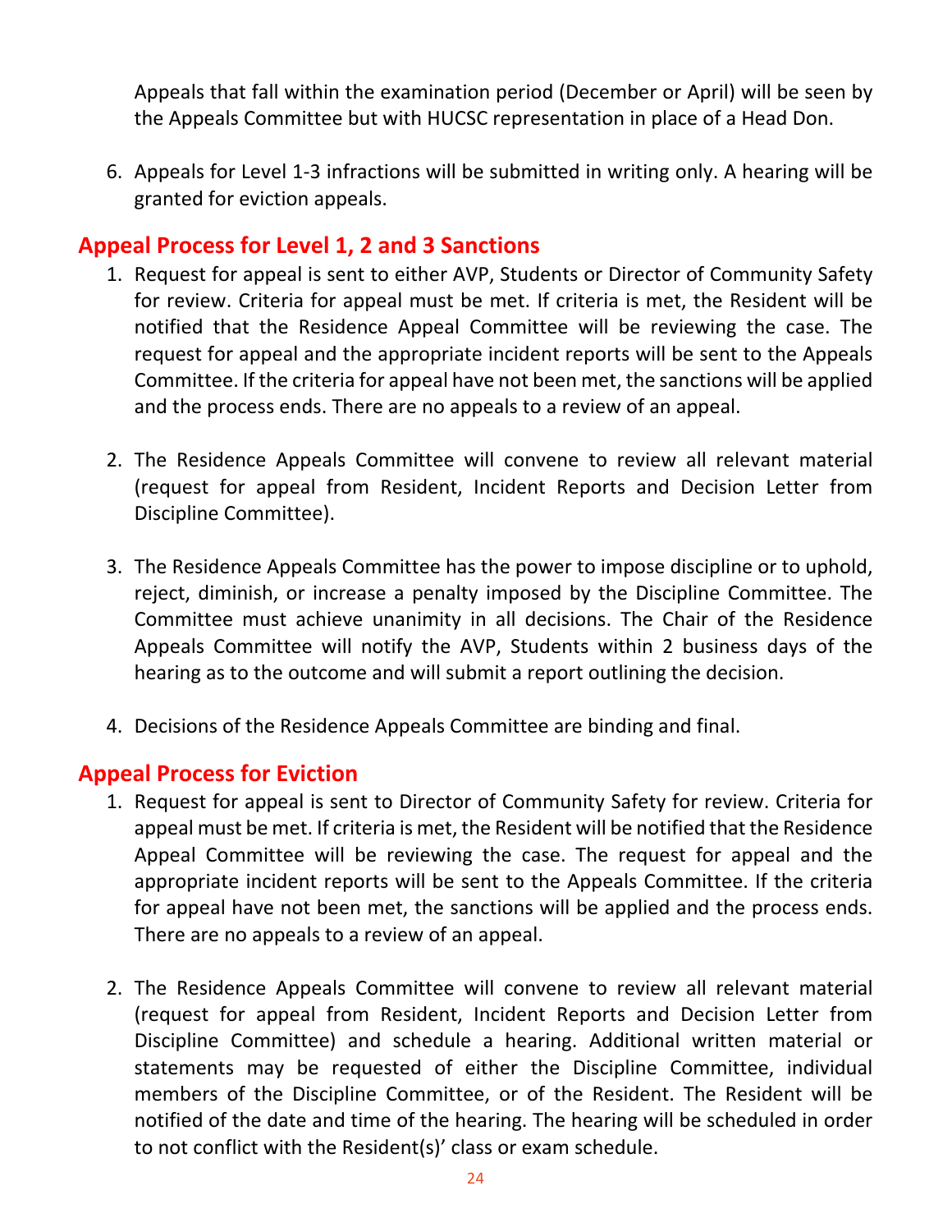Appeals that fall within the examination period (December or April) will be seen by the Appeals Committee but with HUCSC representation in place of a Head Don.

6. Appeals for Level 1-3 infractions will be submitted in writing only. A hearing will be granted for eviction appeals.

## Appeal Process for Level 1, 2 and 3 Sanctions

1. Request for appeal is sent to either AVP, Students or Director of Community Safety for review. Criteria for appeal must be met. If criteria is met, the Resident will be notified that the Residence Appeal Committee will be reviewing the case. The request for appeal and the appropriate incident reports will be sent to the Appeals Committee. If the criteria for appeal have not been met, the sanctions will be applied and the process ends. There are no appeals to a review of an appeal.

2. The Residence Appeals Committee will convene to review all relevant material (request for appeal from Resident, Incident Reports and Decision Letter from Discipline Committee).

3. The Residence Appeals Committee has the power to impose discipline or to uphold, reject, diminish, or increase a penalty imposed by the Discipline Committee. The Committee must achieve unanimity in all decisions. The Chair of the Residence Appeals Committee will notify the AVP, Students within 2 business days of the hearing as to the outcome and will submit a report outlining the decision.

4. Decisions of the Residence Appeals Committee are binding and final.

## Appeal Process for Eviction

1. Request for appeal is sent to Director of Community Safety for review. Criteria for appeal must be met. If criteria is met, the Resident will be notified that the Residence Appeal Committee will be reviewing the case. The request for appeal and the appropriate incident reports will be sent to the Appeals Committee. If the criteria for appeal have not been met, the sanctions will be applied and the process ends. There are no appeals to a review of an appeal.

2. The Residence Appeals Committee will convene to review all relevant material (request for appeal from Resident, Incident Reports and Decision Letter from Discipline Committee) and schedule a hearing. Additional written material or statements may be requested of either the Discipline Committee, individual members of the Discipline Committee, or of the Resident. The Resident will be notified of the date and time of the hearing. The hearing will be scheduled in order to not conflict with the Resident(s)' class or exam schedule.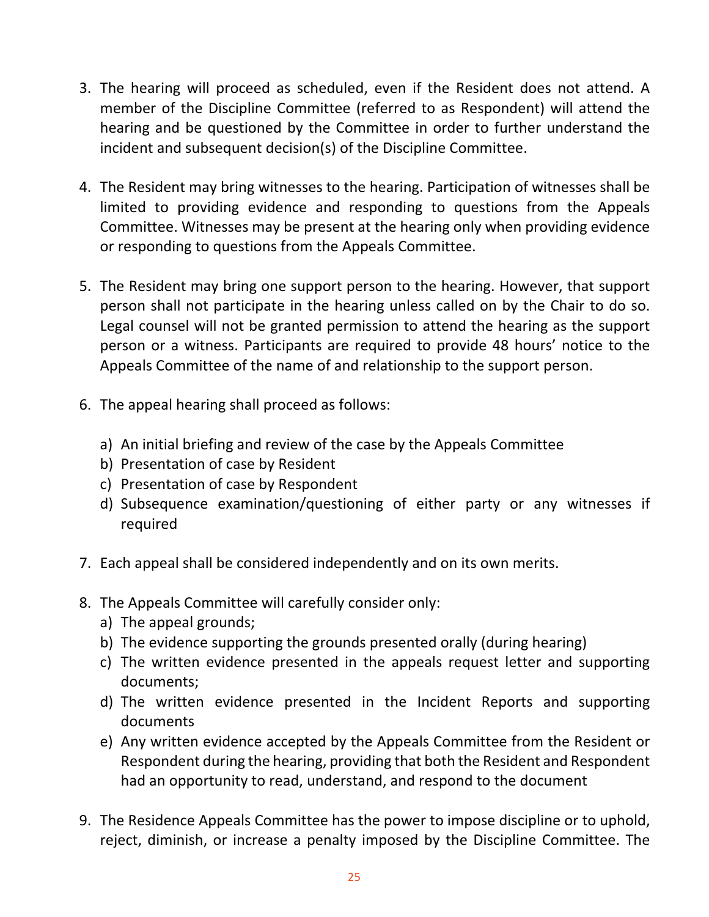3. The hearing will proceed as scheduled, even if the Resident does not attend. A member of the Discipline Committee (referred to as Respondent) will attend the hearing and be questioned by the Committee in order to further understand the incident and subsequent decision(s) of the Discipline Committee.

4. The Resident may bring witnesses to the hearing. Participation of witnesses shall be limited to providing evidence and responding to questions from the Appeals Committee. Witnesses may be present at the hearing only when providing evidence or responding to questions from the Appeals Committee.

5. The Resident may bring one support person to the hearing. However, that support person shall not participate in the hearing unless called on by the Chair to do so. Legal counsel will not be granted permission to attend the hearing as the support person or a witness. Participants are required to provide 48 hours' notice to the Appeals Committee of the name of and relationship to the support person.

6. The appeal hearing shall proceed as follows:

   a) An initial briefing and review of the case by the Appeals Committee
   b) Presentation of case by Resident
   c) Presentation of case by Respondent
   d) Subsequence examination/questioning of either party or any witnesses if required

7. Each appeal shall be considered independently and on its own merits.

8. The Appeals Committee will carefully consider only:
   a) The appeal grounds;
   b) The evidence supporting the grounds presented orally (during hearing)
   c) The written evidence presented in the appeals request letter and supporting documents;
   d) The written evidence presented in the Incident Reports and supporting documents
   e) Any written evidence accepted by the Appeals Committee from the Resident or Respondent during the hearing, providing that both the Resident and Respondent had an opportunity to read, understand, and respond to the document

9. The Residence Appeals Committee has the power to impose discipline or to uphold, reject, diminish, or increase a penalty imposed by the Discipline Committee. The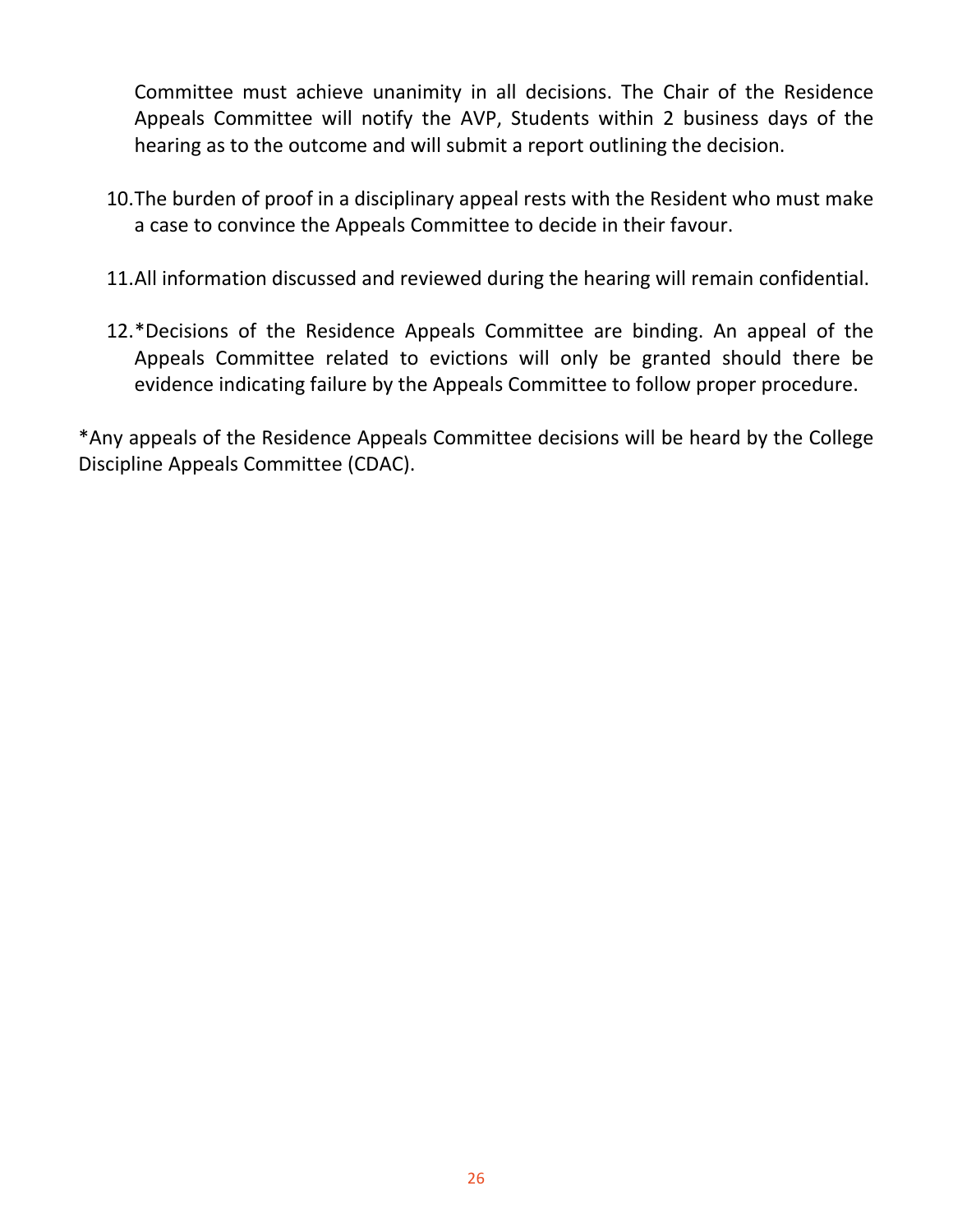Committee must achieve unanimity in all decisions. The Chair of the Residence Appeals Committee will notify the AVP, Students within 2 business days of the hearing as to the outcome and will submit a report outlining the decision.

10. The burden of proof in a disciplinary appeal rests with the Resident who must make a case to convince the Appeals Committee to decide in their favour.

11. All information discussed and reviewed during the hearing will remain confidential.

12. *Decisions of the Residence Appeals Committee are binding. An appeal of the Appeals Committee related to evictions will only be granted should there be evidence indicating failure by the Appeals Committee to follow proper procedure.

*Any appeals of the Residence Appeals Committee decisions will be heard by the College Discipline Appeals Committee (CDAC).